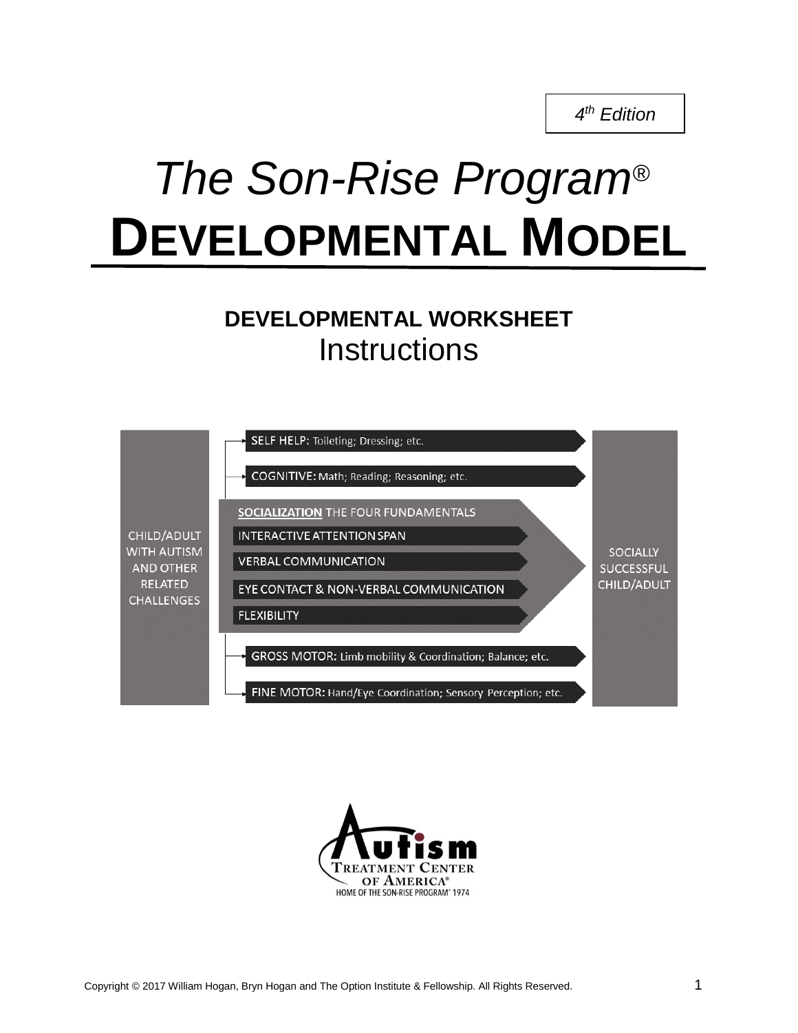*4th Edition*

# *The Son-Rise Program®*
# DEVELOPMENTAL MODEL

## DEVELOPMENTAL WORKSHEET
## Instructions

CHILD/ADULT WITH AUTISM AND OTHER RELATED CHALLENGES

SELF HELP: Toileting; Dressing; etc.

COGNITIVE: Math; Reading; Reasoning; etc.

**SOCIALIZATION** THE FOUR FUNDAMENTALS

INTERACTIVE ATTENTION SPAN

VERBAL COMMUNICATION

EYE CONTACT & NON-VERBAL COMMUNICATION

FLEXIBILITY

GROSS MOTOR: Limb mobility & Coordination; Balance; etc.

FINE MOTOR: Hand/Eye Coordination; Sensory Perception; etc.

SOCIALLY SUCCESSFUL CHILD/ADULT

Autism Treatment Center of America®
HOME OF THE SON-RISE PROGRAM® 1974

Copyright © 2017 William Hogan, Bryn Hogan and The Option Institute & Fellowship. All Rights Reserved.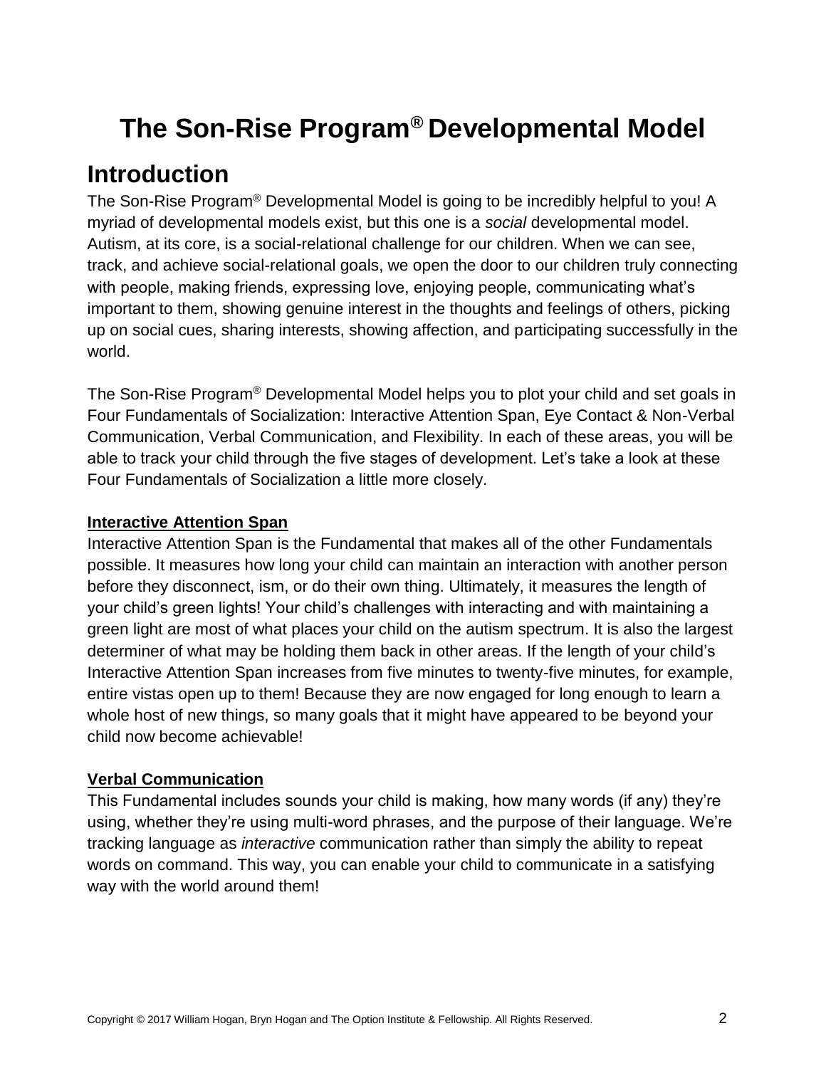# The Son-Rise Program® Developmental Model

## Introduction

The Son-Rise Program® Developmental Model is going to be incredibly helpful to you! A myriad of developmental models exist, but this one is a *social* developmental model. Autism, at its core, is a social-relational challenge for our children. When we can see, track, and achieve social-relational goals, we open the door to our children truly connecting with people, making friends, expressing love, enjoying people, communicating what's important to them, showing genuine interest in the thoughts and feelings of others, picking up on social cues, sharing interests, showing affection, and participating successfully in the world.

The Son-Rise Program® Developmental Model helps you to plot your child and set goals in Four Fundamentals of Socialization: Interactive Attention Span, Eye Contact & Non-Verbal Communication, Verbal Communication, and Flexibility. In each of these areas, you will be able to track your child through the five stages of development. Let's take a look at these Four Fundamentals of Socialization a little more closely.

**Interactive Attention Span**

Interactive Attention Span is the Fundamental that makes all of the other Fundamentals possible. It measures how long your child can maintain an interaction with another person before they disconnect, ism, or do their own thing. Ultimately, it measures the length of your child's green lights! Your child's challenges with interacting and with maintaining a green light are most of what places your child on the autism spectrum. It is also the largest determiner of what may be holding them back in other areas. If the length of your child's Interactive Attention Span increases from five minutes to twenty-five minutes, for example, entire vistas open up to them! Because they are now engaged for long enough to learn a whole host of new things, so many goals that it might have appeared to be beyond your child now become achievable!

**Verbal Communication**

This Fundamental includes sounds your child is making, how many words (if any) they're using, whether they're using multi-word phrases, and the purpose of their language. We're tracking language as *interactive* communication rather than simply the ability to repeat words on command. This way, you can enable your child to communicate in a satisfying way with the world around them!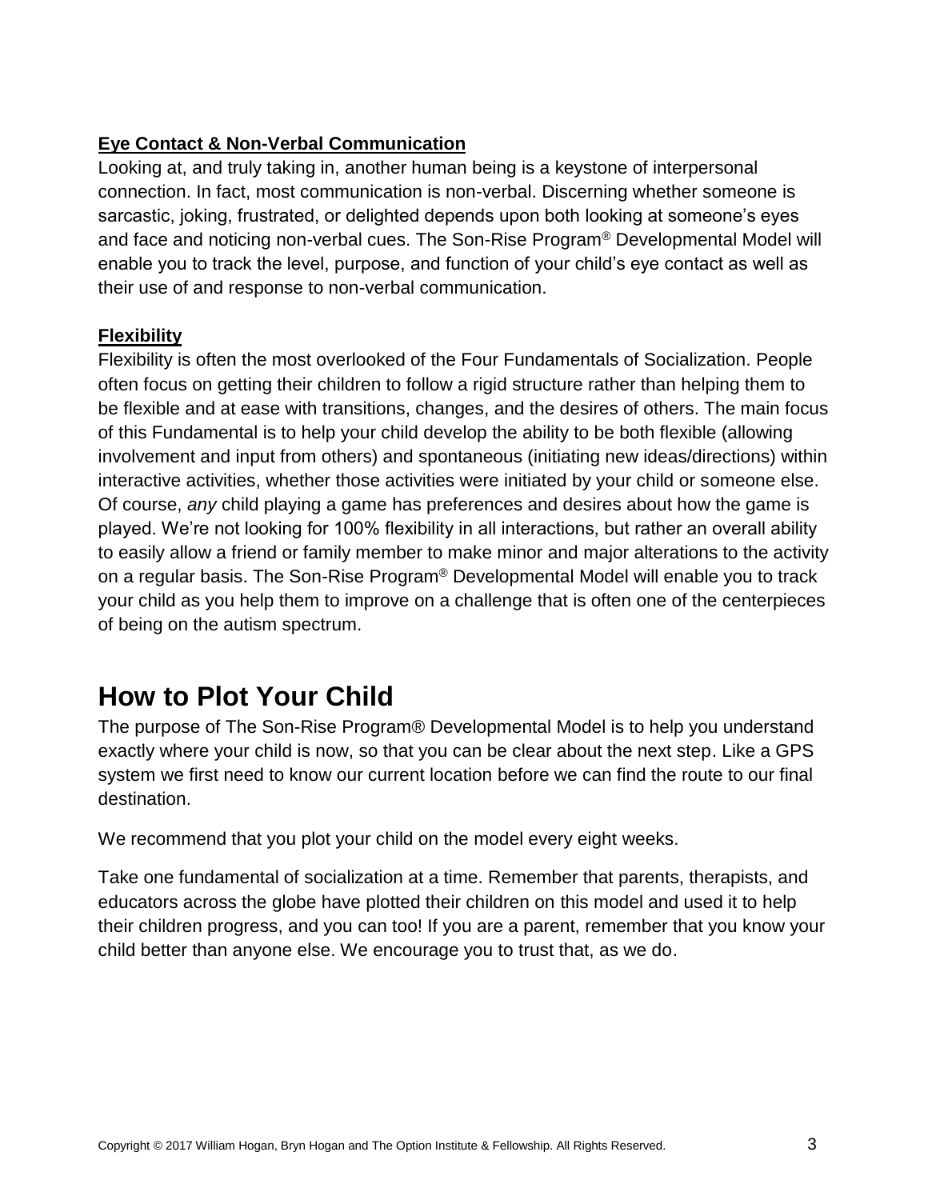**Eye Contact & Non-Verbal Communication**

Looking at, and truly taking in, another human being is a keystone of interpersonal connection. In fact, most communication is non-verbal. Discerning whether someone is sarcastic, joking, frustrated, or delighted depends upon both looking at someone's eyes and face and noticing non-verbal cues. The Son-Rise Program® Developmental Model will enable you to track the level, purpose, and function of your child's eye contact as well as their use of and response to non-verbal communication.

**Flexibility**

Flexibility is often the most overlooked of the Four Fundamentals of Socialization. People often focus on getting their children to follow a rigid structure rather than helping them to be flexible and at ease with transitions, changes, and the desires of others. The main focus of this Fundamental is to help your child develop the ability to be both flexible (allowing involvement and input from others) and spontaneous (initiating new ideas/directions) within interactive activities, whether those activities were initiated by your child or someone else. Of course, *any* child playing a game has preferences and desires about how the game is played. We're not looking for 100% flexibility in all interactions, but rather an overall ability to easily allow a friend or family member to make minor and major alterations to the activity on a regular basis. The Son-Rise Program® Developmental Model will enable you to track your child as you help them to improve on a challenge that is often one of the centerpieces of being on the autism spectrum.

# How to Plot Your Child

The purpose of The Son-Rise Program® Developmental Model is to help you understand exactly where your child is now, so that you can be clear about the next step. Like a GPS system we first need to know our current location before we can find the route to our final destination.

We recommend that you plot your child on the model every eight weeks.

Take one fundamental of socialization at a time. Remember that parents, therapists, and educators across the globe have plotted their children on this model and used it to help their children progress, and you can too! If you are a parent, remember that you know your child better than anyone else. We encourage you to trust that, as we do.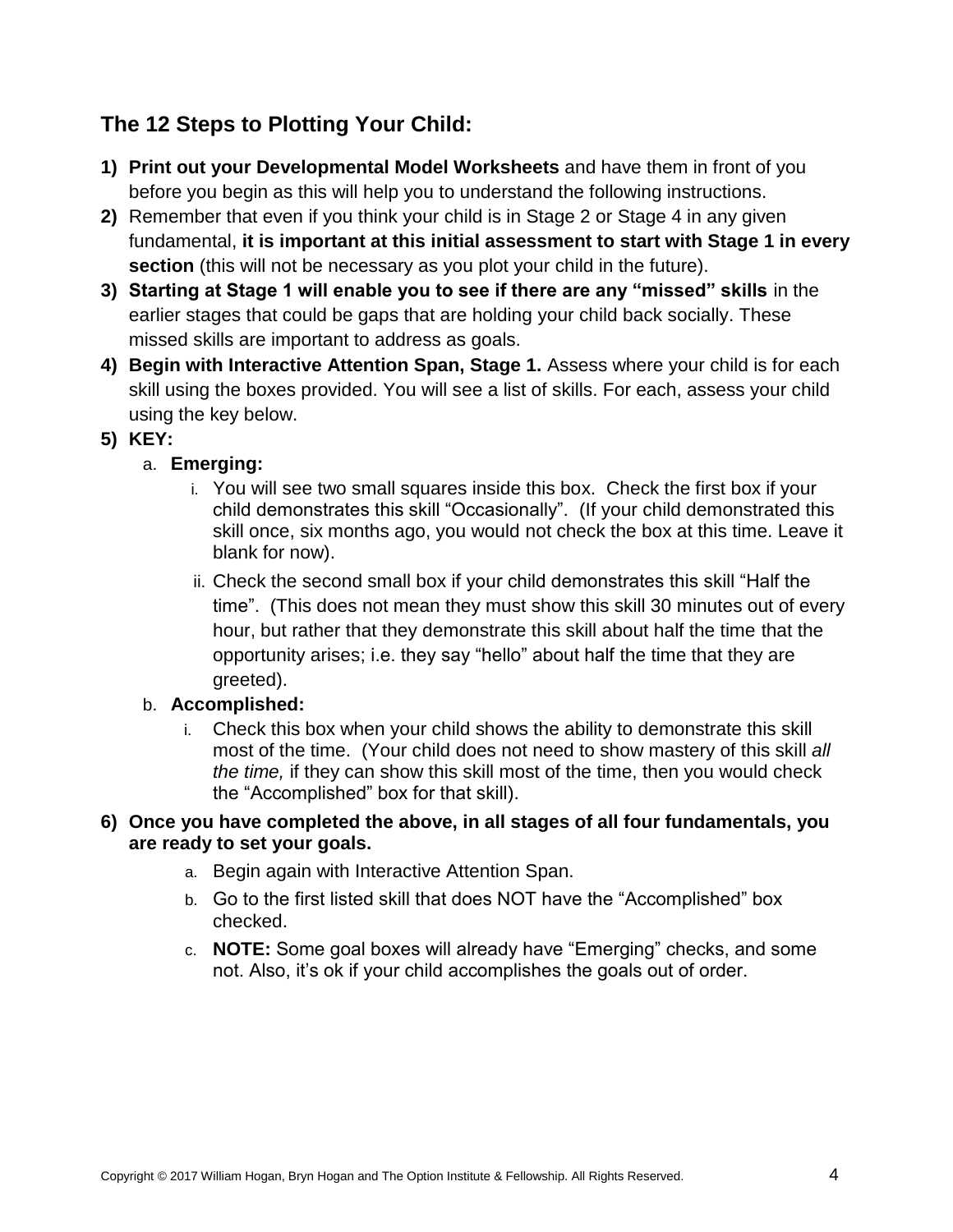## The 12 Steps to Plotting Your Child:

1) **Print out your Developmental Model Worksheets** and have them in front of you before you begin as this will help you to understand the following instructions.
2) Remember that even if you think your child is in Stage 2 or Stage 4 in any given fundamental, **it is important at this initial assessment to start with Stage 1 in every section** (this will not be necessary as you plot your child in the future).
3) **Starting at Stage 1 will enable you to see if there are any "missed" skills** in the earlier stages that could be gaps that are holding your child back socially. These missed skills are important to address as goals.
4) **Begin with Interactive Attention Span, Stage 1.** Assess where your child is for each skill using the boxes provided. You will see a list of skills. For each, assess your child using the key below.
5) **KEY:**
   a. **Emerging:**
      i. You will see two small squares inside this box. Check the first box if your child demonstrates this skill "Occasionally". (If your child demonstrated this skill once, six months ago, you would not check the box at this time. Leave it blank for now).
      ii. Check the second small box if your child demonstrates this skill "Half the time". (This does not mean they must show this skill 30 minutes out of every hour, but rather that they demonstrate this skill about half the time that the opportunity arises; i.e. they say "hello" about half the time that they are greeted).
   b. **Accomplished:**
      i. Check this box when your child shows the ability to demonstrate this skill most of the time. (Your child does not need to show mastery of this skill *all the time,* if they can show this skill most of the time, then you would check the "Accomplished" box for that skill).
6) **Once you have completed the above, in all stages of all four fundamentals, you are ready to set your goals.**
   a. Begin again with Interactive Attention Span.
   b. Go to the first listed skill that does NOT have the "Accomplished" box checked.
   c. **NOTE:** Some goal boxes will already have "Emerging" checks, and some not. Also, it's ok if your child accomplishes the goals out of order.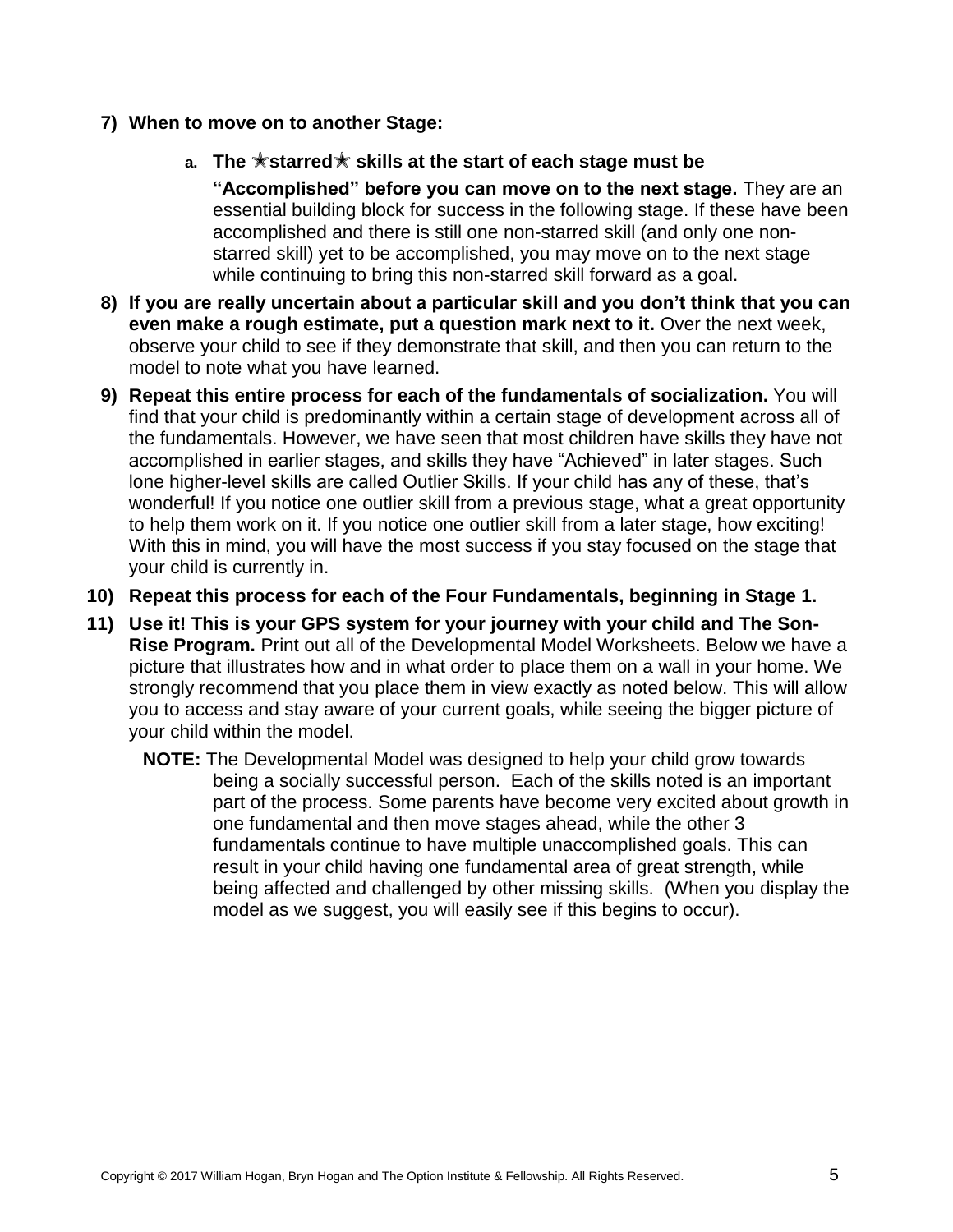7) **When to move on to another Stage:**

   a. **The ✶starred✶ skills at the start of each stage must be "Accomplished" before you can move on to the next stage.** They are an essential building block for success in the following stage. If these have been accomplished and there is still one non-starred skill (and only one non-starred skill) yet to be accomplished, you may move on to the next stage while continuing to bring this non-starred skill forward as a goal.

8) **If you are really uncertain about a particular skill and you don't think that you can even make a rough estimate, put a question mark next to it.** Over the next week, observe your child to see if they demonstrate that skill, and then you can return to the model to note what you have learned.

9) **Repeat this entire process for each of the fundamentals of socialization.** You will find that your child is predominantly within a certain stage of development across all of the fundamentals. However, we have seen that most children have skills they have not accomplished in earlier stages, and skills they have "Achieved" in later stages. Such lone higher-level skills are called Outlier Skills. If your child has any of these, that's wonderful! If you notice one outlier skill from a previous stage, what a great opportunity to help them work on it. If you notice one outlier skill from a later stage, how exciting! With this in mind, you will have the most success if you stay focused on the stage that your child is currently in.

10) **Repeat this process for each of the Four Fundamentals, beginning in Stage 1.**

11) **Use it! This is your GPS system for your journey with your child and The Son-Rise Program.** Print out all of the Developmental Model Worksheets. Below we have a picture that illustrates how and in what order to place them on a wall in your home. We strongly recommend that you place them in view exactly as noted below. This will allow you to access and stay aware of your current goals, while seeing the bigger picture of your child within the model.

    **NOTE:** The Developmental Model was designed to help your child grow towards being a socially successful person. Each of the skills noted is an important part of the process. Some parents have become very excited about growth in one fundamental and then move stages ahead, while the other 3 fundamentals continue to have multiple unaccomplished goals. This can result in your child having one fundamental area of great strength, while being affected and challenged by other missing skills. (When you display the model as we suggest, you will easily see if this begins to occur).

Copyright © 2017 William Hogan, Bryn Hogan and The Option Institute & Fellowship. All Rights Reserved.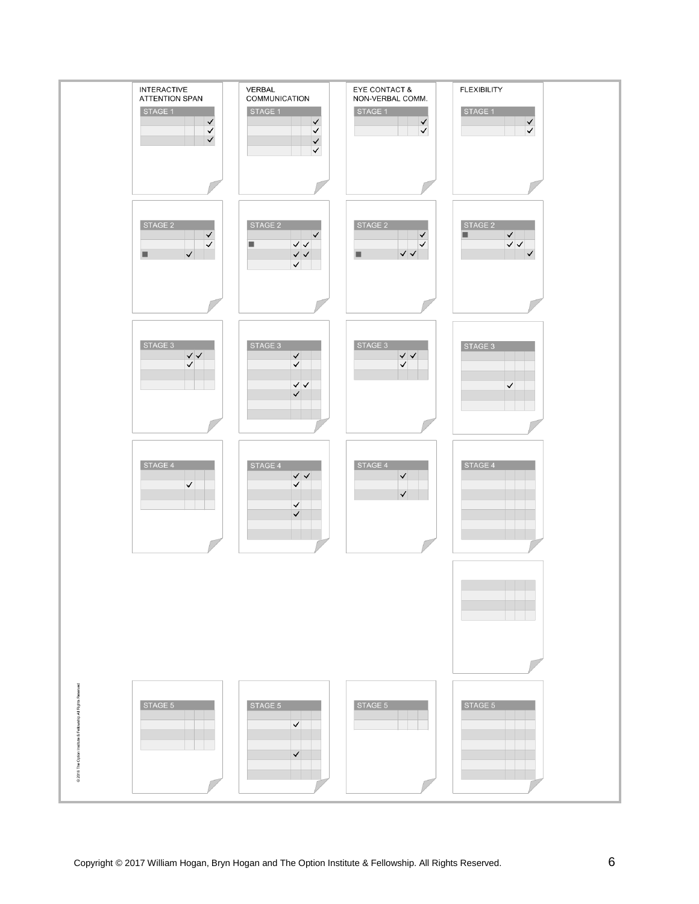| INTERACTIVE ATTENTION SPAN | VERBAL COMMUNICATION | EYE CONTACT & NON-VERBAL COMM. | FLEXIBILITY |
|---|---|---|---|
| STAGE 1 | STAGE 1 | STAGE 1 | STAGE 1 |
| STAGE 2 | STAGE 2 | STAGE 2 | STAGE 2 |
| STAGE 3 | STAGE 3 | STAGE 3 | STAGE 3 |
| STAGE 4 | STAGE 4 | STAGE 4 | STAGE 4 |
| STAGE 5 | STAGE 5 | STAGE 5 | STAGE 5 |

© 2016 The Option Institute & Fellowship All Rights Reserved

Copyright © 2017 William Hogan, Bryn Hogan and The Option Institute & Fellowship. All Rights Reserved.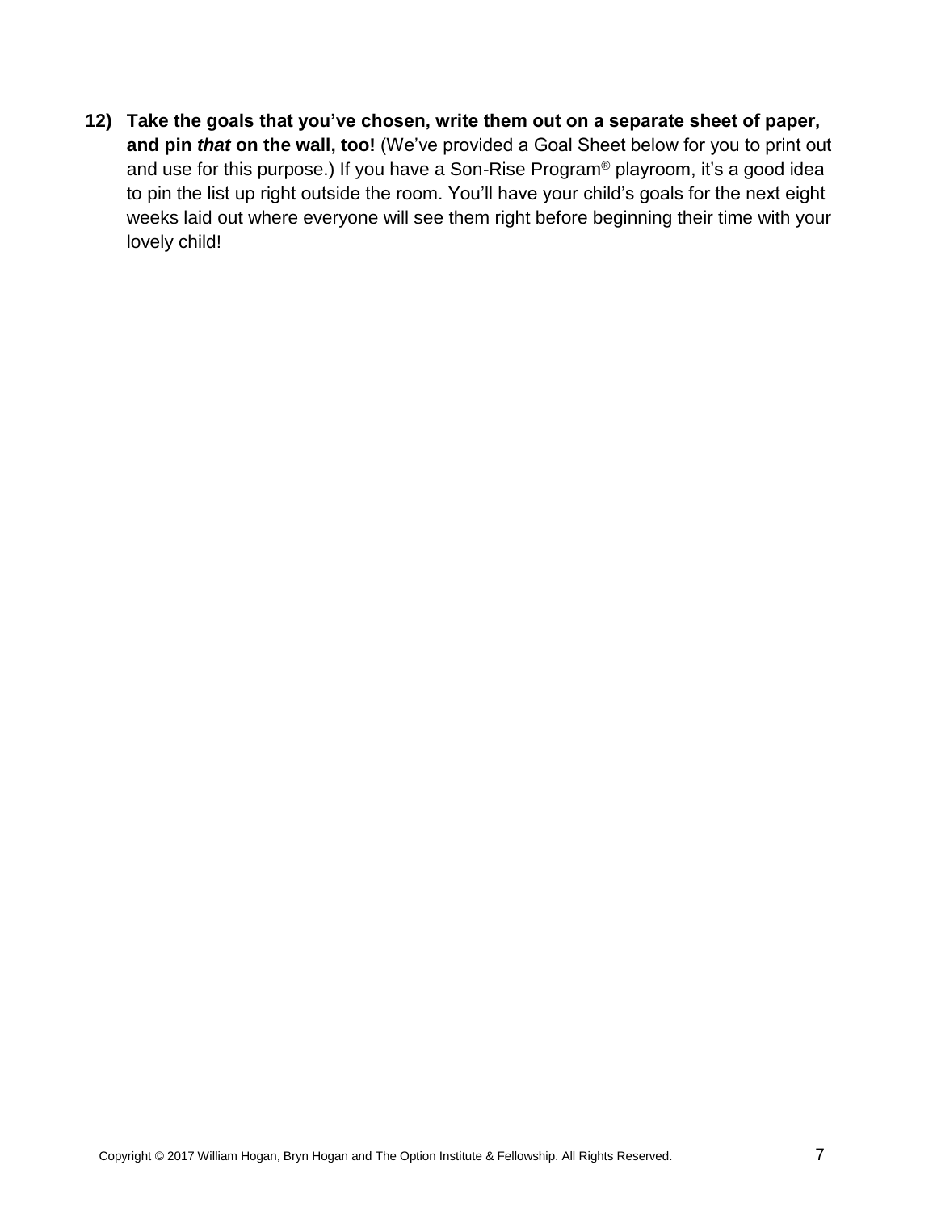12) **Take the goals that you've chosen, write them out on a separate sheet of paper, and pin *that* on the wall, too!** (We've provided a Goal Sheet below for you to print out and use for this purpose.) If you have a Son-Rise Program® playroom, it's a good idea to pin the list up right outside the room. You'll have your child's goals for the next eight weeks laid out where everyone will see them right before beginning their time with your lovely child!

Copyright © 2017 William Hogan, Bryn Hogan and The Option Institute & Fellowship. All Rights Reserved.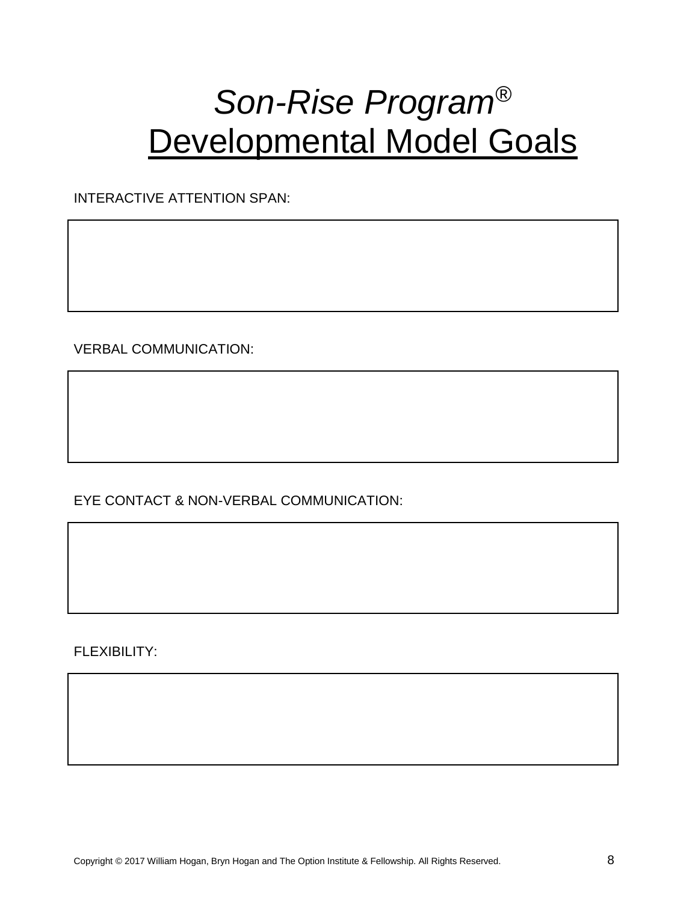# *Son-Rise Program®*
# Developmental Model Goals

INTERACTIVE ATTENTION SPAN:

VERBAL COMMUNICATION:

EYE CONTACT & NON-VERBAL COMMUNICATION:

FLEXIBILITY:

Copyright © 2017 William Hogan, Bryn Hogan and The Option Institute & Fellowship. All Rights Reserved.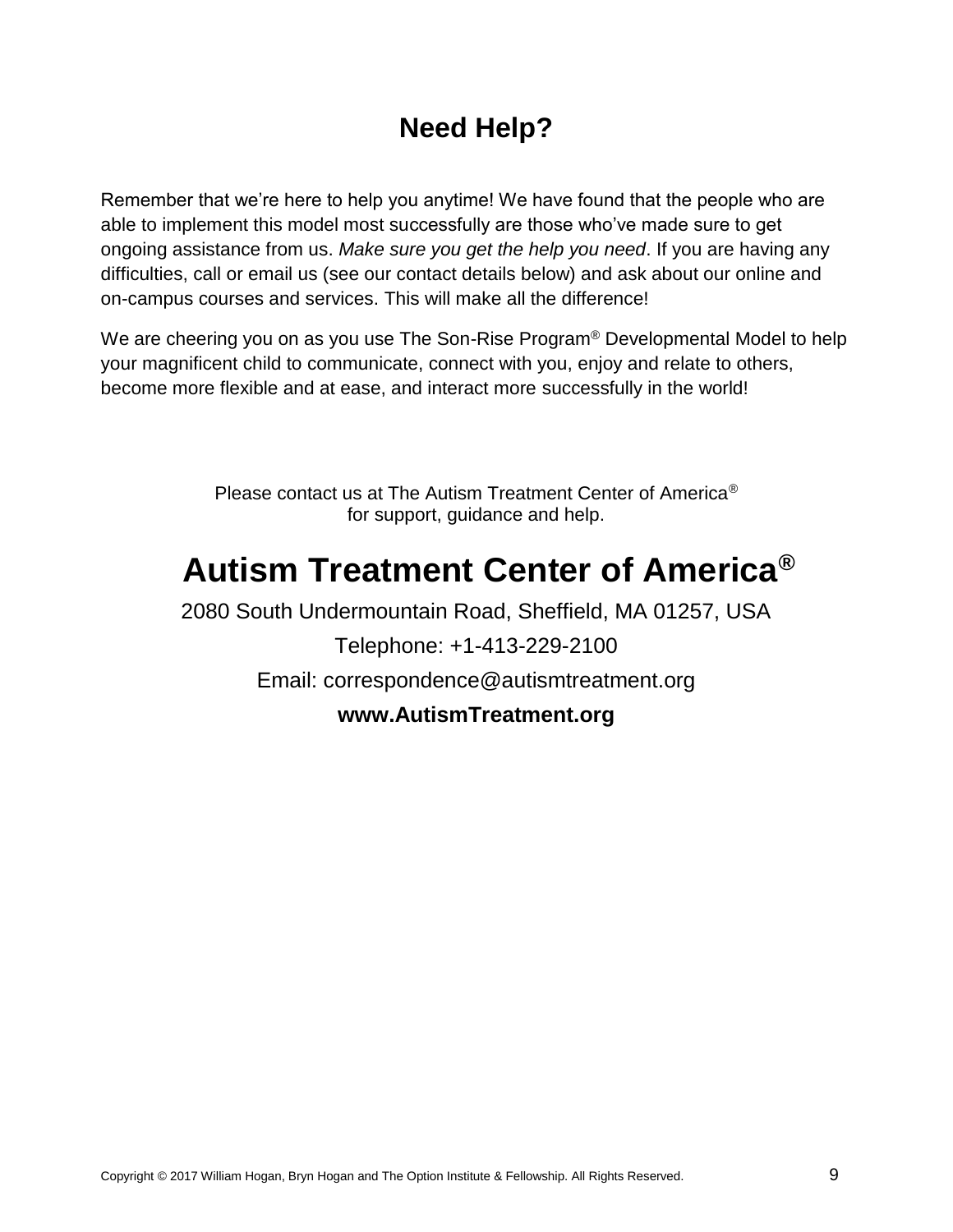## Need Help?

Remember that we're here to help you anytime! We have found that the people who are able to implement this model most successfully are those who've made sure to get ongoing assistance from us. *Make sure you get the help you need*. If you are having any difficulties, call or email us (see our contact details below) and ask about our online and on-campus courses and services. This will make all the difference!

We are cheering you on as you use The Son-Rise Program® Developmental Model to help your magnificent child to communicate, connect with you, enjoy and relate to others, become more flexible and at ease, and interact more successfully in the world!

Please contact us at The Autism Treatment Center of America®
for support, guidance and help.

# Autism Treatment Center of America®

2080 South Undermountain Road, Sheffield, MA 01257, USA

Telephone: +1-413-229-2100

Email: correspondence@autismtreatment.org

**www.AutismTreatment.org**

Copyright © 2017 William Hogan, Bryn Hogan and The Option Institute & Fellowship. All Rights Reserved.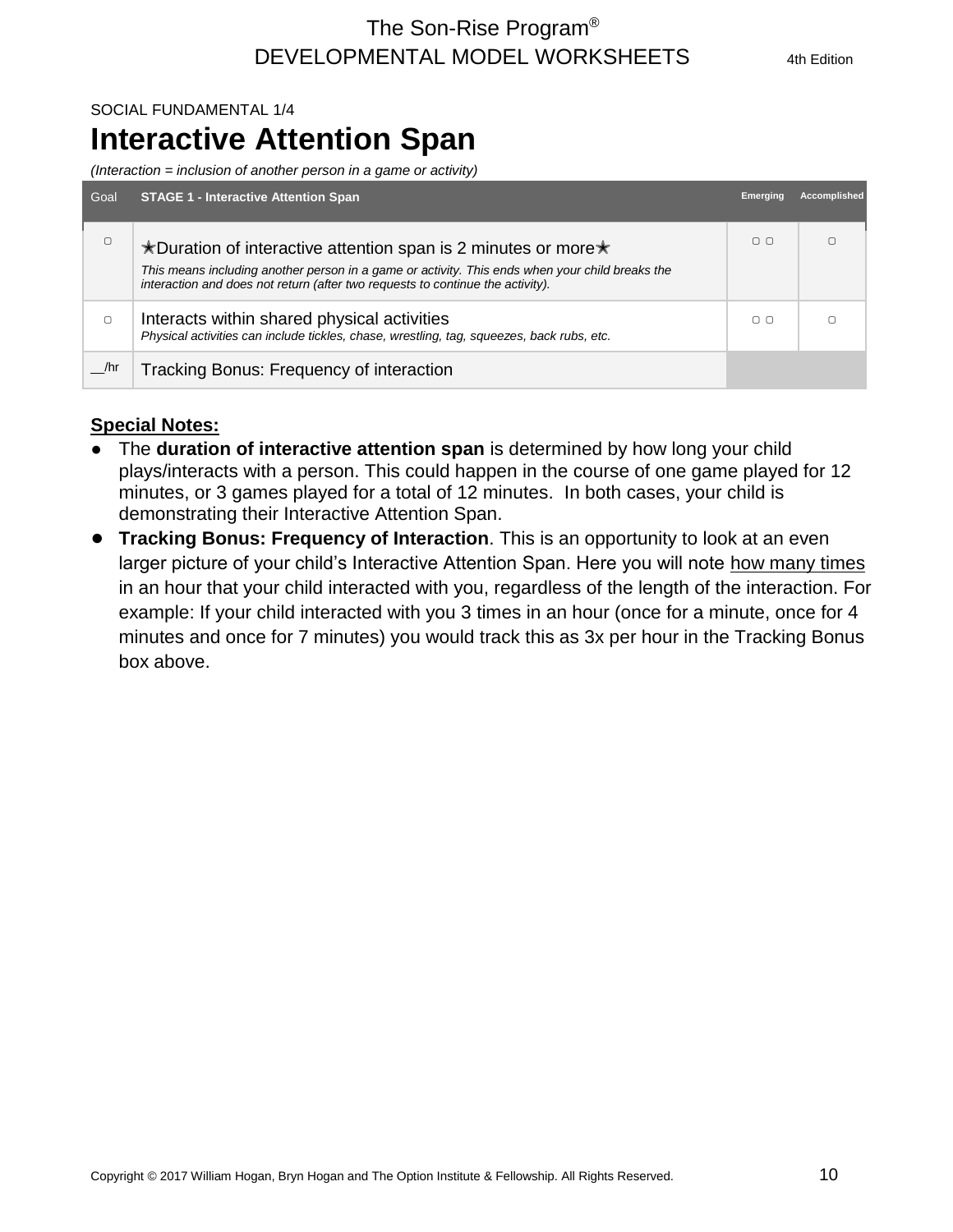SOCIAL FUNDAMENTAL 1/4

# Interactive Attention Span

*(Interaction = inclusion of another person in a game or activity)*

| Goal | STAGE 1 - Interactive Attention Span | Emerging | Accomplished |
|---|---|---|---|
| ▢ | ✶Duration of interactive attention span is 2 minutes or more✶ *This means including another person in a game or activity. This ends when your child breaks the interaction and does not return (after two requests to continue the activity).* | ▢ ▢ | ▢ |
| ▢ | Interacts within shared physical activities *Physical activities can include tickles, chase, wrestling, tag, squeezes, back rubs, etc.* | ▢ ▢ | ▢ |
| __/hr | Tracking Bonus: Frequency of interaction | | |

**Special Notes:**

- The **duration of interactive attention span** is determined by how long your child plays/interacts with a person. This could happen in the course of one game played for 12 minutes, or 3 games played for a total of 12 minutes. In both cases, your child is demonstrating their Interactive Attention Span.
- **Tracking Bonus: Frequency of Interaction**. This is an opportunity to look at an even larger picture of your child's Interactive Attention Span. Here you will note how many times in an hour that your child interacted with you, regardless of the length of the interaction. For example: If your child interacted with you 3 times in an hour (once for a minute, once for 4 minutes and once for 7 minutes) you would track this as 3x per hour in the Tracking Bonus box above.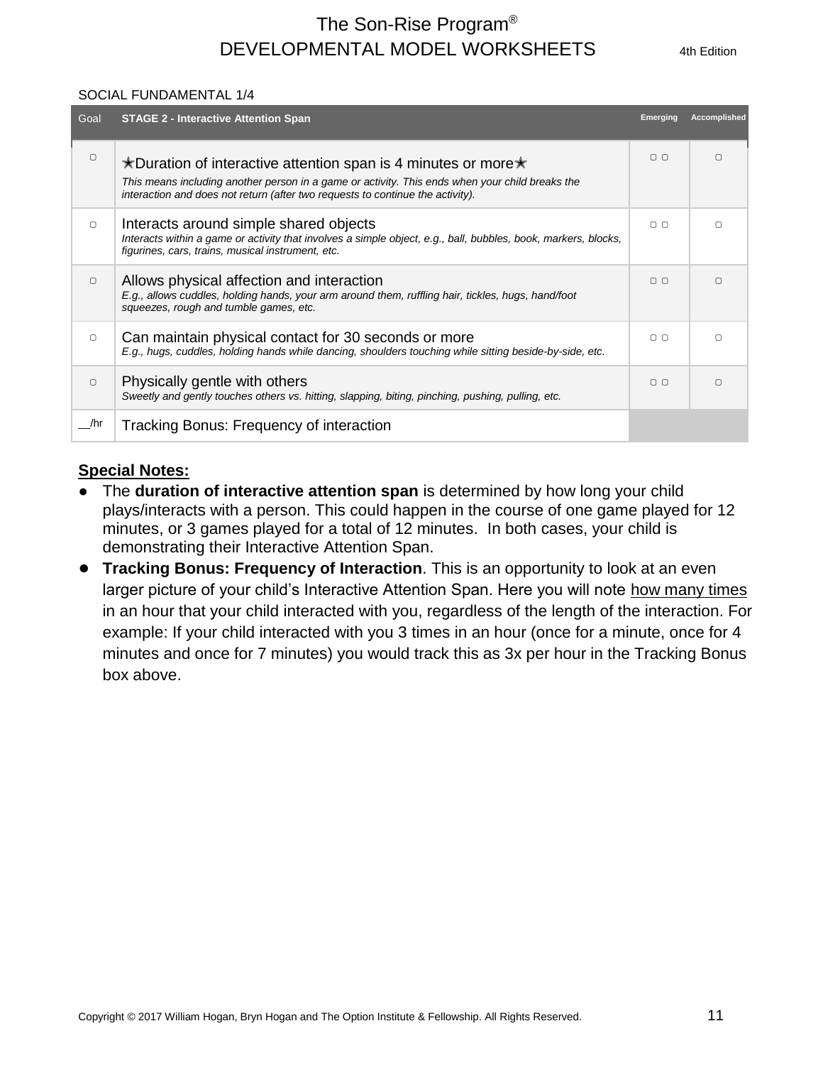SOCIAL FUNDAMENTAL 1/4

| Goal | STAGE 2 - Interactive Attention Span | Emerging | Accomplished |
|---|---|---|---|
| ▢ | ✶Duration of interactive attention span is 4 minutes or more✶ *This means including another person in a game or activity. This ends when your child breaks the interaction and does not return (after two requests to continue the activity).* | ▢ ▢ | ▢ |
| ▢ | Interacts around simple shared objects *Interacts within a game or activity that involves a simple object, e.g., ball, bubbles, book, markers, blocks, figurines, cars, trains, musical instrument, etc.* | ▢ ▢ | ▢ |
| ▢ | Allows physical affection and interaction *E.g., allows cuddles, holding hands, your arm around them, ruffling hair, tickles, hugs, hand/foot squeezes, rough and tumble games, etc.* | ▢ ▢ | ▢ |
| ▢ | Can maintain physical contact for 30 seconds or more *E.g., hugs, cuddles, holding hands while dancing, shoulders touching while sitting beside-by-side, etc.* | ▢ ▢ | ▢ |
| ▢ | Physically gentle with others *Sweetly and gently touches others vs. hitting, slapping, biting, pinching, pushing, pulling, etc.* | ▢ ▢ | ▢ |
| __/hr | Tracking Bonus: Frequency of interaction | | |

**Special Notes:**

- The **duration of interactive attention span** is determined by how long your child plays/interacts with a person. This could happen in the course of one game played for 12 minutes, or 3 games played for a total of 12 minutes. In both cases, your child is demonstrating their Interactive Attention Span.
- **Tracking Bonus: Frequency of Interaction**. This is an opportunity to look at an even larger picture of your child's Interactive Attention Span. Here you will note how many times in an hour that your child interacted with you, regardless of the length of the interaction. For example: If your child interacted with you 3 times in an hour (once for a minute, once for 4 minutes and once for 7 minutes) you would track this as 3x per hour in the Tracking Bonus box above.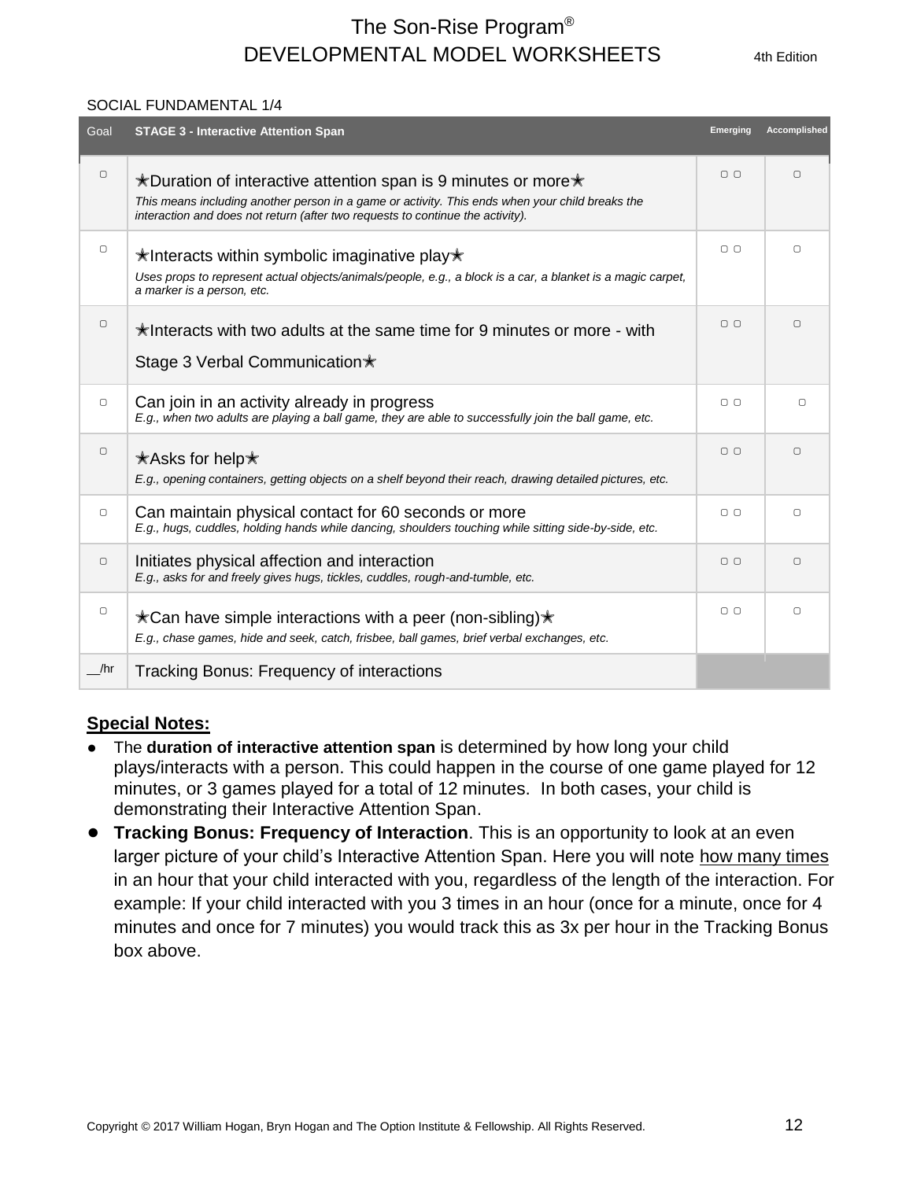SOCIAL FUNDAMENTAL 1/4

| Goal | STAGE 3 - Interactive Attention Span | Emerging | Accomplished |
|---|---|---|---|
| ▢ | ✭Duration of interactive attention span is 9 minutes or more✭<br>*This means including another person in a game or activity. This ends when your child breaks the interaction and does not return (after two requests to continue the activity).* | ▢ ▢ | ▢ |
| ▢ | ✭Interacts within symbolic imaginative play✭<br>*Uses props to represent actual objects/animals/people, e.g., a block is a car, a blanket is a magic carpet, a marker is a person, etc.* | ▢ ▢ | ▢ |
| ▢ | ✭Interacts with two adults at the same time for 9 minutes or more - with Stage 3 Verbal Communication✭ | ▢ ▢ | ▢ |
| ▢ | Can join in an activity already in progress<br>*E.g., when two adults are playing a ball game, they are able to successfully join the ball game, etc.* | ▢ ▢ | ▢ |
| ▢ | ✭Asks for help✭<br>*E.g., opening containers, getting objects on a shelf beyond their reach, drawing detailed pictures, etc.* | ▢ ▢ | ▢ |
| ▢ | Can maintain physical contact for 60 seconds or more<br>*E.g., hugs, cuddles, holding hands while dancing, shoulders touching while sitting side-by-side, etc.* | ▢ ▢ | ▢ |
| ▢ | Initiates physical affection and interaction<br>*E.g., asks for and freely gives hugs, tickles, cuddles, rough-and-tumble, etc.* | ▢ ▢ | ▢ |
| ▢ | ✭Can have simple interactions with a peer (non-sibling)✭<br>*E.g., chase games, hide and seek, catch, frisbee, ball games, brief verbal exchanges, etc.* | ▢ ▢ | ▢ |
| __/hr | Tracking Bonus: Frequency of interactions | | |

**Special Notes:**

- The **duration of interactive attention span** is determined by how long your child plays/interacts with a person. This could happen in the course of one game played for 12 minutes, or 3 games played for a total of 12 minutes. In both cases, your child is demonstrating their Interactive Attention Span.
- **Tracking Bonus: Frequency of Interaction**. This is an opportunity to look at an even larger picture of your child's Interactive Attention Span. Here you will note how many times in an hour that your child interacted with you, regardless of the length of the interaction. For example: If your child interacted with you 3 times in an hour (once for a minute, once for 4 minutes and once for 7 minutes) you would track this as 3x per hour in the Tracking Bonus box above.

Copyright © 2017 William Hogan, Bryn Hogan and The Option Institute & Fellowship. All Rights Reserved.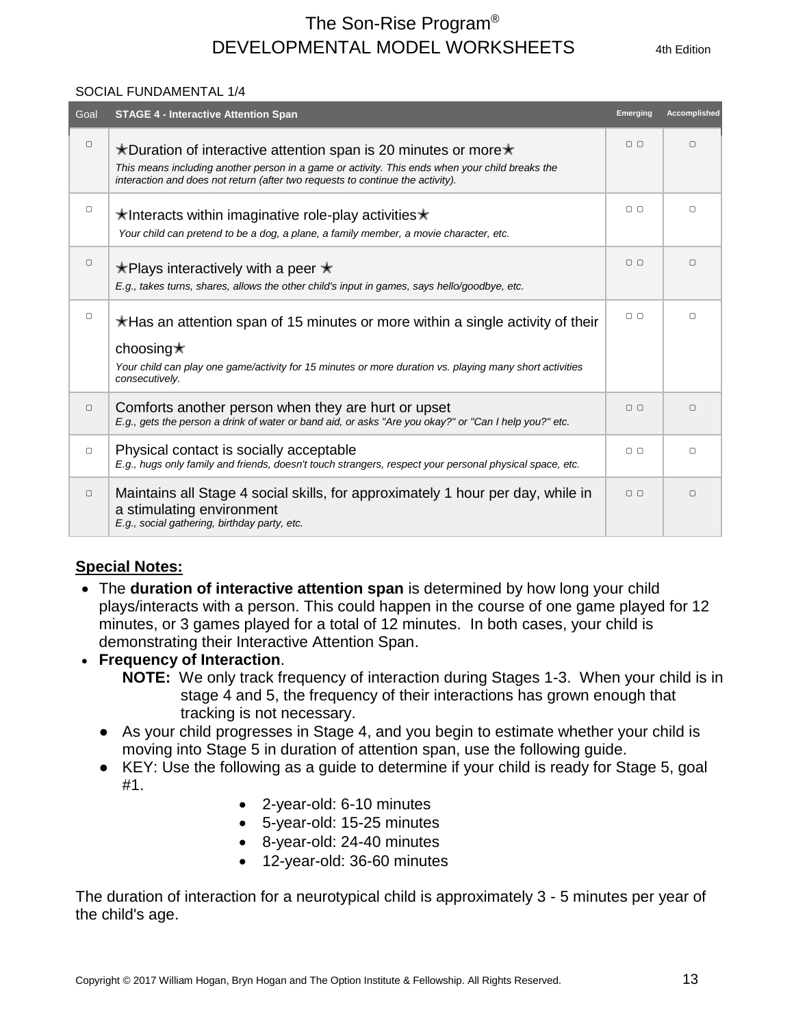SOCIAL FUNDAMENTAL 1/4

| Goal | STAGE 4 - Interactive Attention Span | Emerging | Accomplished |
|---|---|---|---|
| ▢ | ✶Duration of interactive attention span is 20 minutes or more✶<br>*This means including another person in a game or activity. This ends when your child breaks the interaction and does not return (after two requests to continue the activity).* | ▢ ▢ | ▢ |
| ▢ | ✶Interacts within imaginative role-play activities✶<br>*Your child can pretend to be a dog, a plane, a family member, a movie character, etc.* | ▢ ▢ | ▢ |
| ▢ | ✶Plays interactively with a peer ✶<br>*E.g., takes turns, shares, allows the other child's input in games, says hello/goodbye, etc.* | ▢ ▢ | ▢ |
| ▢ | ✶Has an attention span of 15 minutes or more within a single activity of their choosing✶<br>*Your child can play one game/activity for 15 minutes or more duration vs. playing many short activities consecutively.* | ▢ ▢ | ▢ |
| ▢ | Comforts another person when they are hurt or upset<br>*E.g., gets the person a drink of water or band aid, or asks "Are you okay?" or "Can I help you?" etc.* | ▢ ▢ | ▢ |
| ▢ | Physical contact is socially acceptable<br>*E.g., hugs only family and friends, doesn't touch strangers, respect your personal physical space, etc.* | ▢ ▢ | ▢ |
| ▢ | Maintains all Stage 4 social skills, for approximately 1 hour per day, while in a stimulating environment<br>*E.g., social gathering, birthday party, etc.* | ▢ ▢ | ▢ |

**Special Notes:**

- The **duration of interactive attention span** is determined by how long your child plays/interacts with a person. This could happen in the course of one game played for 12 minutes, or 3 games played for a total of 12 minutes. In both cases, your child is demonstrating their Interactive Attention Span.
- **Frequency of Interaction**.
  
  **NOTE:** We only track frequency of interaction during Stages 1-3. When your child is in stage 4 and 5, the frequency of their interactions has grown enough that tracking is not necessary.
  - As your child progresses in Stage 4, and you begin to estimate whether your child is moving into Stage 5 in duration of attention span, use the following guide.
  - KEY: Use the following as a guide to determine if your child is ready for Stage 5, goal #1.
    - 2-year-old: 6-10 minutes
    - 5-year-old: 15-25 minutes
    - 8-year-old: 24-40 minutes
    - 12-year-old: 36-60 minutes

The duration of interaction for a neurotypical child is approximately 3 - 5 minutes per year of the child's age.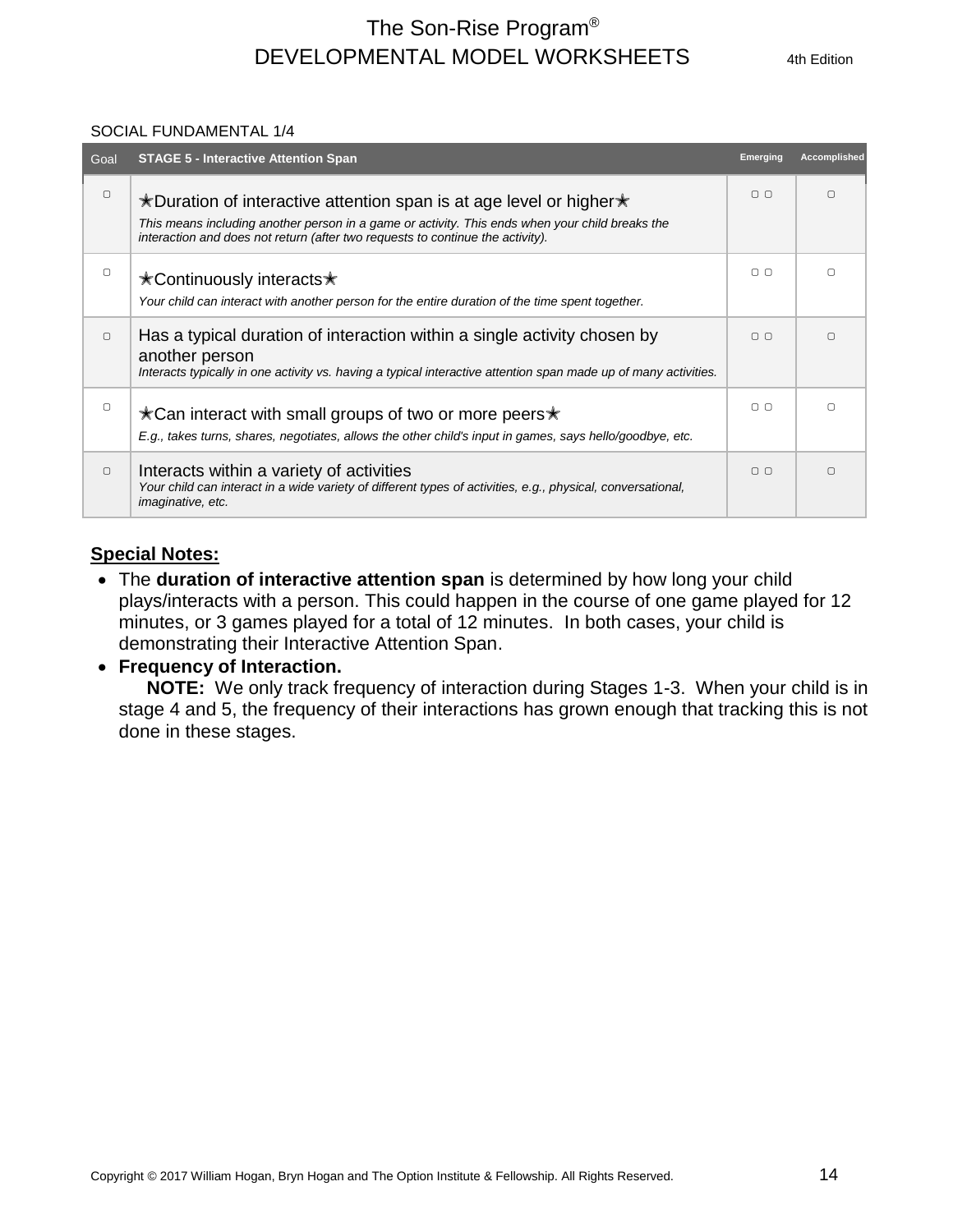SOCIAL FUNDAMENTAL 1/4

| Goal | STAGE 5 - Interactive Attention Span | Emerging | Accomplished |
|---|---|---|---|
| ▢ | ✭Duration of interactive attention span is at age level or higher✭<br>*This means including another person in a game or activity. This ends when your child breaks the interaction and does not return (after two requests to continue the activity).* | ▢ ▢ | ▢ |
| ▢ | ✭Continuously interacts✭<br>*Your child can interact with another person for the entire duration of the time spent together.* | ▢ ▢ | ▢ |
| ▢ | Has a typical duration of interaction within a single activity chosen by another person<br>*Interacts typically in one activity vs. having a typical interactive attention span made up of many activities.* | ▢ ▢ | ▢ |
| ▢ | ✭Can interact with small groups of two or more peers✭<br>*E.g., takes turns, shares, negotiates, allows the other child's input in games, says hello/goodbye, etc.* | ▢ ▢ | ▢ |
| ▢ | Interacts within a variety of activities<br>*Your child can interact in a wide variety of different types of activities, e.g., physical, conversational, imaginative, etc.* | ▢ ▢ | ▢ |

**Special Notes:**

- The **duration of interactive attention span** is determined by how long your child plays/interacts with a person. This could happen in the course of one game played for 12 minutes, or 3 games played for a total of 12 minutes. In both cases, your child is demonstrating their Interactive Attention Span.
- **Frequency of Interaction.**
  **NOTE:** We only track frequency of interaction during Stages 1-3. When your child is in stage 4 and 5, the frequency of their interactions has grown enough that tracking this is not done in these stages.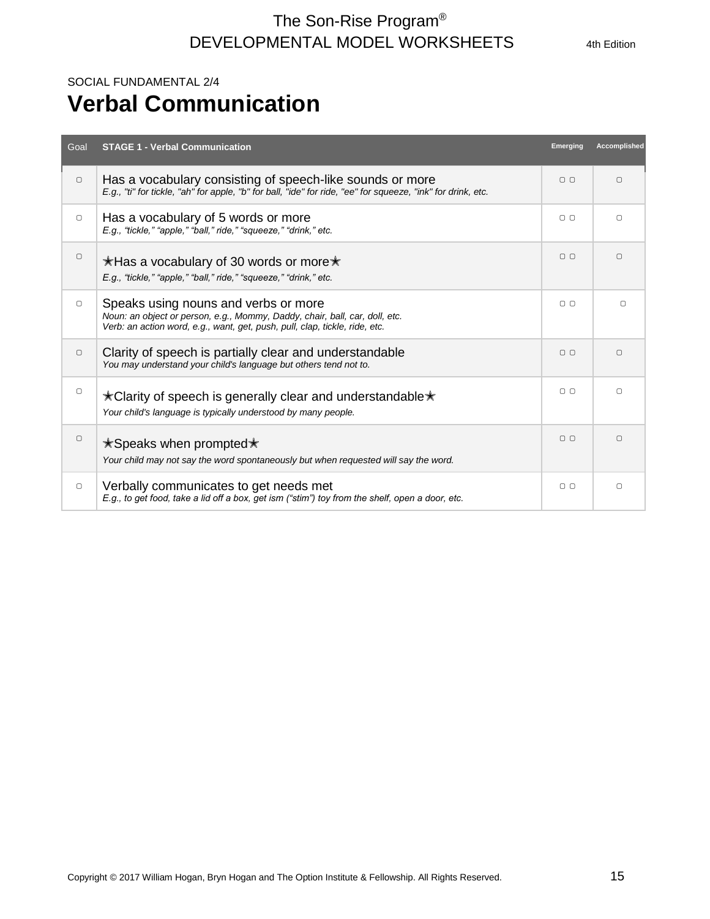SOCIAL FUNDAMENTAL 2/4

# Verbal Communication

| Goal | STAGE 1 - Verbal Communication | Emerging | Accomplished |
|---|---|---|---|
| ▢ | Has a vocabulary consisting of speech-like sounds or more<br>*E.g., "ti" for tickle, "ah" for apple, "b" for ball, "ide" for ride, "ee" for squeeze, "ink" for drink, etc.* | ▢ ▢ | ▢ |
| ▢ | Has a vocabulary of 5 words or more<br>*E.g., "tickle," "apple," "ball," ride," "squeeze," "drink," etc.* | ▢ ▢ | ▢ |
| ▢ | ✶Has a vocabulary of 30 words or more✶<br>*E.g., "tickle," "apple," "ball," ride," "squeeze," "drink," etc.* | ▢ ▢ | ▢ |
| ▢ | Speaks using nouns and verbs or more<br>*Noun: an object or person, e.g., Mommy, Daddy, chair, ball, car, doll, etc.*<br>*Verb: an action word, e.g., want, get, push, pull, clap, tickle, ride, etc.* | ▢ ▢ | ▢ |
| ▢ | Clarity of speech is partially clear and understandable<br>*You may understand your child's language but others tend not to.* | ▢ ▢ | ▢ |
| ▢ | ✶Clarity of speech is generally clear and understandable✶<br>*Your child's language is typically understood by many people.* | ▢ ▢ | ▢ |
| ▢ | ✶Speaks when prompted✶<br>*Your child may not say the word spontaneously but when requested will say the word.* | ▢ ▢ | ▢ |
| ▢ | Verbally communicates to get needs met<br>*E.g., to get food, take a lid off a box, get ism ("stim") toy from the shelf, open a door, etc.* | ▢ ▢ | ▢ |

Copyright © 2017 William Hogan, Bryn Hogan and The Option Institute & Fellowship. All Rights Reserved.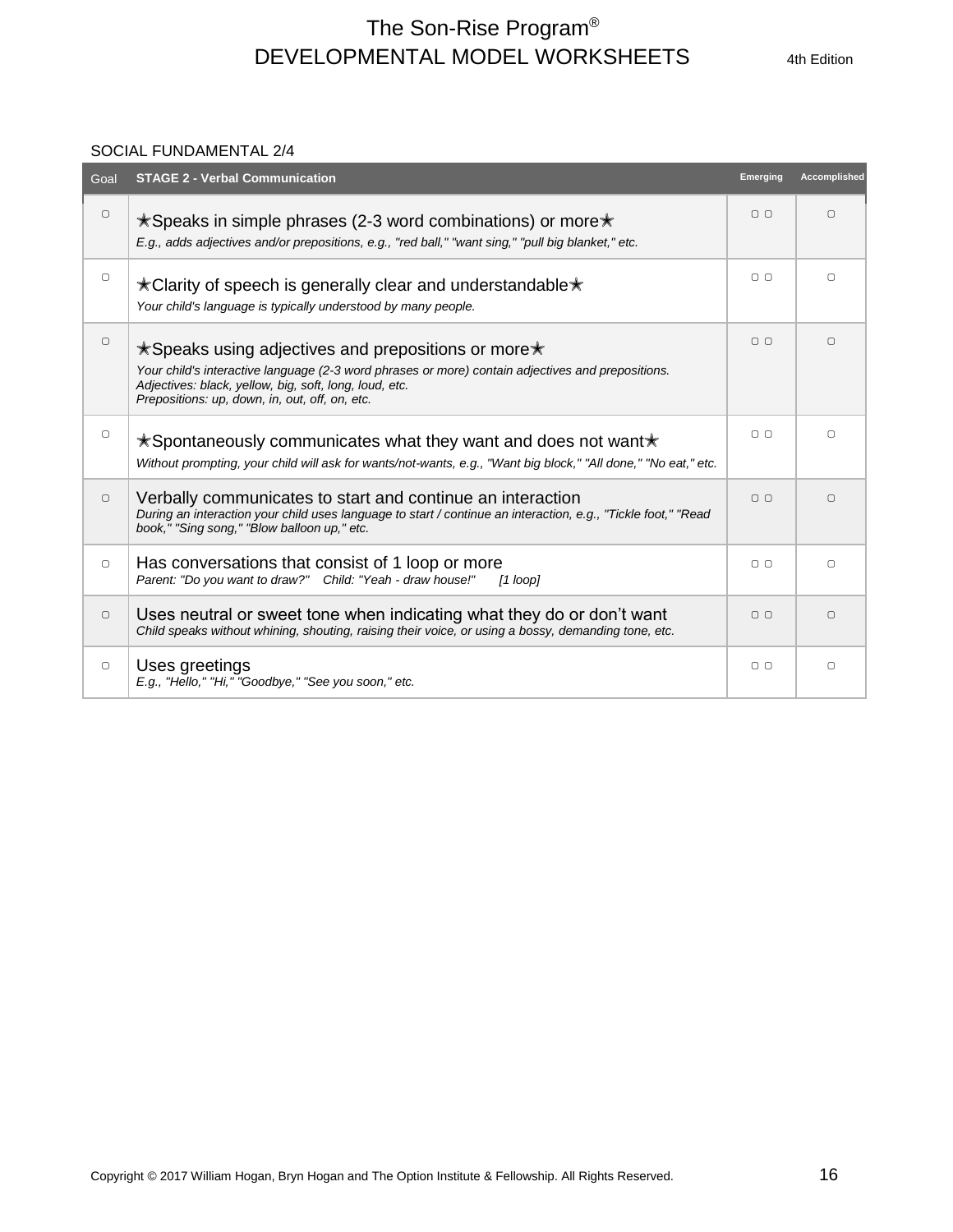SOCIAL FUNDAMENTAL 2/4

| Goal | STAGE 2 - Verbal Communication | Emerging | Accomplished |
|---|---|---|---|
| ▢ | ✭Speaks in simple phrases (2-3 word combinations) or more✭<br>*E.g., adds adjectives and/or prepositions, e.g., "red ball," "want sing," "pull big blanket," etc.* | ▢ ▢ | ▢ |
| ▢ | ✭Clarity of speech is generally clear and understandable✭<br>*Your child's language is typically understood by many people.* | ▢ ▢ | ▢ |
| ▢ | ✭Speaks using adjectives and prepositions or more✭<br>*Your child's interactive language (2-3 word phrases or more) contain adjectives and prepositions.*<br>*Adjectives: black, yellow, big, soft, long, loud, etc.*<br>*Prepositions: up, down, in, out, off, on, etc.* | ▢ ▢ | ▢ |
| ▢ | ✭Spontaneously communicates what they want and does not want✭<br>*Without prompting, your child will ask for wants/not-wants, e.g., "Want big block," "All done," "No eat," etc.* | ▢ ▢ | ▢ |
| ▢ | Verbally communicates to start and continue an interaction<br>*During an interaction your child uses language to start / continue an interaction, e.g., "Tickle foot," "Read book," "Sing song," "Blow balloon up," etc.* | ▢ ▢ | ▢ |
| ▢ | Has conversations that consist of 1 loop or more<br>*Parent: "Do you want to draw?" Child: "Yeah - draw house!" [1 loop]* | ▢ ▢ | ▢ |
| ▢ | Uses neutral or sweet tone when indicating what they do or don't want<br>*Child speaks without whining, shouting, raising their voice, or using a bossy, demanding tone, etc.* | ▢ ▢ | ▢ |
| ▢ | Uses greetings<br>*E.g., "Hello," "Hi," "Goodbye," "See you soon," etc.* | ▢ ▢ | ▢ |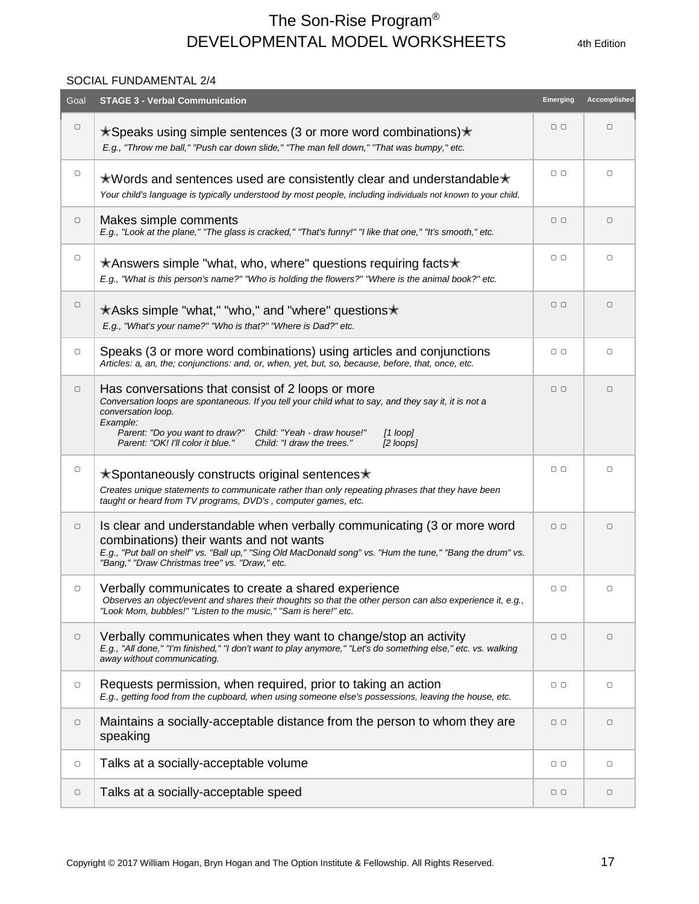SOCIAL FUNDAMENTAL 2/4

| Goal | STAGE 3 - Verbal Communication | Emerging | Accomplished |
|---|---|---|---|
| ▢ | ✭Speaks using simple sentences (3 or more word combinations)✭<br>*E.g., "Throw me ball," "Push car down slide," "The man fell down," "That was bumpy," etc.* | ▢ ▢ | ▢ |
| ▢ | ✭Words and sentences used are consistently clear and understandable✭<br>*Your child's language is typically understood by most people, including individuals not known to your child.* | ▢ ▢ | ▢ |
| ▢ | Makes simple comments<br>*E.g., "Look at the plane," "The glass is cracked," "That's funny!" "I like that one," "It's smooth," etc.* | ▢ ▢ | ▢ |
| ▢ | ✭Answers simple "what, who, where" questions requiring facts✭<br>*E.g., "What is this person's name?" "Who is holding the flowers?" "Where is the animal book?" etc.* | ▢ ▢ | ▢ |
| ▢ | ✭Asks simple "what," "who," and "where" questions✭<br>*E.g., "What's your name?" "Who is that?" "Where is Dad?" etc.* | ▢ ▢ | ▢ |
| ▢ | Speaks (3 or more word combinations) using articles and conjunctions<br>*Articles: a, an, the; conjunctions: and, or, when, yet, but, so, because, before, that, once, etc.* | ▢ ▢ | ▢ |
| ▢ | Has conversations that consist of 2 loops or more<br>*Conversation loops are spontaneous. If you tell your child what to say, and they say it, it is not a conversation loop.*<br>*Example:*<br>*Parent: "Do you want to draw?" Child: "Yeah - draw house!" [1 loop]*<br>*Parent: "OK! I'll color it blue." Child: "I draw the trees." [2 loops]* | ▢ ▢ | ▢ |
| ▢ | ✭Spontaneously constructs original sentences✭<br>*Creates unique statements to communicate rather than only repeating phrases that they have been taught or heard from TV programs, DVD's , computer games, etc.* | ▢ ▢ | ▢ |
| ▢ | Is clear and understandable when verbally communicating (3 or more word combinations) their wants and not wants<br>*E.g., "Put ball on shelf" vs. "Ball up," "Sing Old MacDonald song" vs. "Hum the tune," "Bang the drum" vs. "Bang," "Draw Christmas tree" vs. "Draw," etc.* | ▢ ▢ | ▢ |
| ▢ | Verbally communicates to create a shared experience<br>*Observes an object/event and shares their thoughts so that the other person can also experience it, e.g., "Look Mom, bubbles!" "Listen to the music," "Sam is here!" etc.* | ▢ ▢ | ▢ |
| ▢ | Verbally communicates when they want to change/stop an activity<br>*E.g., "All done," "I'm finished," "I don't want to play anymore," "Let's do something else," etc. vs. walking away without communicating.* | ▢ ▢ | ▢ |
| ▢ | Requests permission, when required, prior to taking an action<br>*E.g., getting food from the cupboard, when using someone else's possessions, leaving the house, etc.* | ▢ ▢ | ▢ |
| ▢ | Maintains a socially-acceptable distance from the person to whom they are speaking | ▢ ▢ | ▢ |
| ▢ | Talks at a socially-acceptable volume | ▢ ▢ | ▢ |
| ▢ | Talks at a socially-acceptable speed | ▢ ▢ | ▢ |

Copyright © 2017 William Hogan, Bryn Hogan and The Option Institute & Fellowship. All Rights Reserved.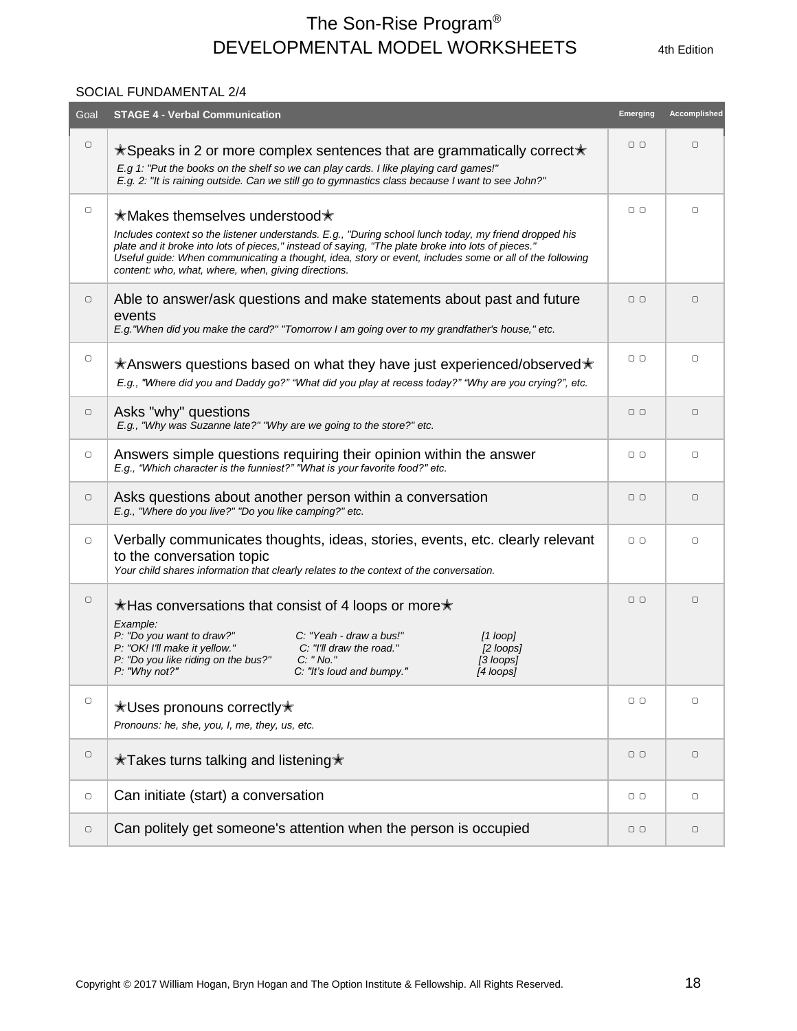# The Son-Rise Program®
## DEVELOPMENTAL MODEL WORKSHEETS

4th Edition

SOCIAL FUNDAMENTAL 2/4

| Goal | STAGE 4 - Verbal Communication | Emerging | Accomplished |
|---|---|---|---|
| ▢ | ✭Speaks in 2 or more complex sentences that are grammatically correct✭<br>*E.g 1: "Put the books on the shelf so we can play cards. I like playing card games!"*<br>*E.g. 2: "It is raining outside. Can we still go to gymnastics class because I want to see John?"* | ▢ ▢ | ▢ |
| ▢ | ✭Makes themselves understood✭<br>*Includes context so the listener understands. E.g., "During school lunch today, my friend dropped his plate and it broke into lots of pieces," instead of saying, "The plate broke into lots of pieces."*<br>*Useful guide: When communicating a thought, idea, story or event, includes some or all of the following content: who, what, where, when, giving directions.* | ▢ ▢ | ▢ |
| ▢ | Able to answer/ask questions and make statements about past and future events<br>*E.g."When did you make the card?" "Tomorrow I am going over to my grandfather's house," etc.* | ▢ ▢ | ▢ |
| ▢ | ✭Answers questions based on what they have just experienced/observed✭<br>*E.g., "Where did you and Daddy go?" "What did you play at recess today?" "Why are you crying?", etc.* | ▢ ▢ | ▢ |
| ▢ | Asks "why" questions<br>*E.g., "Why was Suzanne late?" "Why are we going to the store?" etc.* | ▢ ▢ | ▢ |
| ▢ | Answers simple questions requiring their opinion within the answer<br>*E.g., "Which character is the funniest?" "What is your favorite food?" etc.* | ▢ ▢ | ▢ |
| ▢ | Asks questions about another person within a conversation<br>*E.g., "Where do you live?" "Do you like camping?" etc.* | ▢ ▢ | ▢ |
| ▢ | Verbally communicates thoughts, ideas, stories, events, etc. clearly relevant to the conversation topic<br>*Your child shares information that clearly relates to the context of the conversation.* | ▢ ▢ | ▢ |
| ▢ | ✭Has conversations that consist of 4 loops or more✭<br>*Example:*<br>*P: "Do you want to draw?" C: "Yeah - draw a bus!" [1 loop]*<br>*P: "OK! I'll make it yellow." C: "I'll draw the road." [2 loops]*<br>*P: "Do you like riding on the bus?" C: " No." [3 loops]*<br>*P: "Why not?" C: "It's loud and bumpy." [4 loops]* | ▢ ▢ | ▢ |
| ▢ | ✭Uses pronouns correctly✭<br>*Pronouns: he, she, you, I, me, they, us, etc.* | ▢ ▢ | ▢ |
| ▢ | ✭Takes turns talking and listening✭ | ▢ ▢ | ▢ |
| ▢ | Can initiate (start) a conversation | ▢ ▢ | ▢ |
| ▢ | Can politely get someone's attention when the person is occupied | ▢ ▢ | ▢ |

Copyright © 2017 William Hogan, Bryn Hogan and The Option Institute & Fellowship. All Rights Reserved.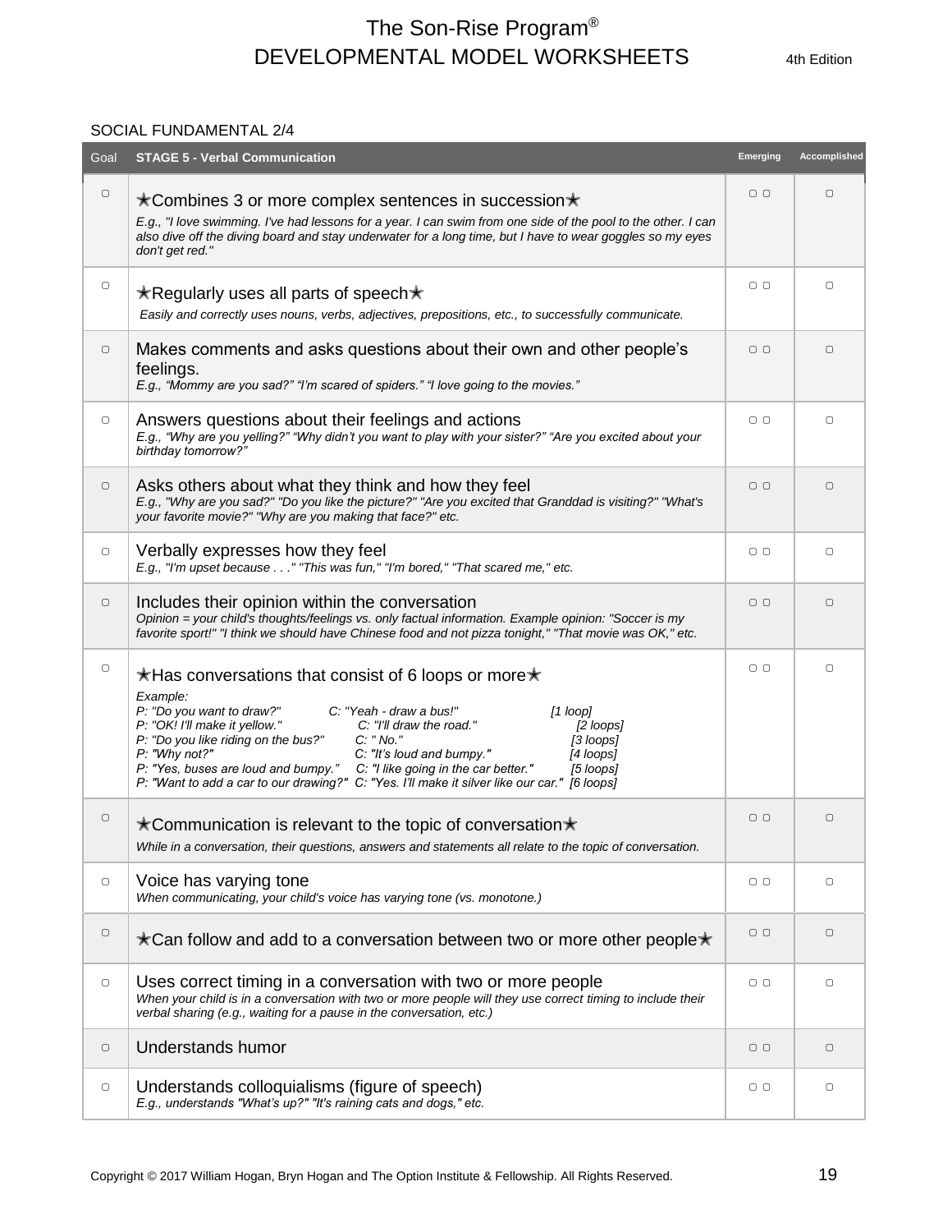SOCIAL FUNDAMENTAL 2/4

| Goal | STAGE 5 - Verbal Communication | Emerging | Accomplished |
|---|---|---|---|
| ▢ | ✶Combines 3 or more complex sentences in succession✶<br>*E.g., "I love swimming. I've had lessons for a year. I can swim from one side of the pool to the other. I can also dive off the diving board and stay underwater for a long time, but I have to wear goggles so my eyes don't get red."* | ▢ ▢ | ▢ |
| ▢ | ✶Regularly uses all parts of speech✶<br>*Easily and correctly uses nouns, verbs, adjectives, prepositions, etc., to successfully communicate.* | ▢ ▢ | ▢ |
| ▢ | Makes comments and asks questions about their own and other people's feelings.<br>*E.g., "Mommy are you sad?" "I'm scared of spiders." "I love going to the movies."* | ▢ ▢ | ▢ |
| ▢ | Answers questions about their feelings and actions<br>*E.g., "Why are you yelling?" "Why didn't you want to play with your sister?" "Are you excited about your birthday tomorrow?"* | ▢ ▢ | ▢ |
| ▢ | Asks others about what they think and how they feel<br>*E.g., "Why are you sad?" "Do you like the picture?" "Are you excited that Granddad is visiting?" "What's your favorite movie?" "Why are you making that face?" etc.* | ▢ ▢ | ▢ |
| ▢ | Verbally expresses how they feel<br>*E.g., "I'm upset because . . ." "This was fun," "I'm bored," "That scared me," etc.* | ▢ ▢ | ▢ |
| ▢ | Includes their opinion within the conversation<br>*Opinion = your child's thoughts/feelings vs. only factual information. Example opinion: "Soccer is my favorite sport!" "I think we should have Chinese food and not pizza tonight," "That movie was OK," etc.* | ▢ ▢ | ▢ |
| ▢ | ✶Has conversations that consist of 6 loops or more✶<br>*Example:*<br>*P: "Do you want to draw?" C: "Yeah - draw a bus!" [1 loop]*<br>*P: "OK! I'll make it yellow." C: "I'll draw the road." [2 loops]*<br>*P: "Do you like riding on the bus?" C: " No." [3 loops]*<br>*P: "Why not?" C: "It's loud and bumpy." [4 loops]*<br>*P: "Yes, buses are loud and bumpy." C: "I like going in the car better." [5 loops]*<br>*P: "Want to add a car to our drawing?" C: "Yes. I'll make it silver like our car." [6 loops]* | ▢ ▢ | ▢ |
| ▢ | ✶Communication is relevant to the topic of conversation✶<br>*While in a conversation, their questions, answers and statements all relate to the topic of conversation.* | ▢ ▢ | ▢ |
| ▢ | Voice has varying tone<br>*When communicating, your child's voice has varying tone (vs. monotone.)* | ▢ ▢ | ▢ |
| ▢ | ✶Can follow and add to a conversation between two or more other people✶ | ▢ ▢ | ▢ |
| ▢ | Uses correct timing in a conversation with two or more people<br>*When your child is in a conversation with two or more people will they use correct timing to include their verbal sharing (e.g., waiting for a pause in the conversation, etc.)* | ▢ ▢ | ▢ |
| ▢ | Understands humor | ▢ ▢ | ▢ |
| ▢ | Understands colloquialisms (figure of speech)<br>*E.g., understands "What's up?" "It's raining cats and dogs," etc.* | ▢ ▢ | ▢ |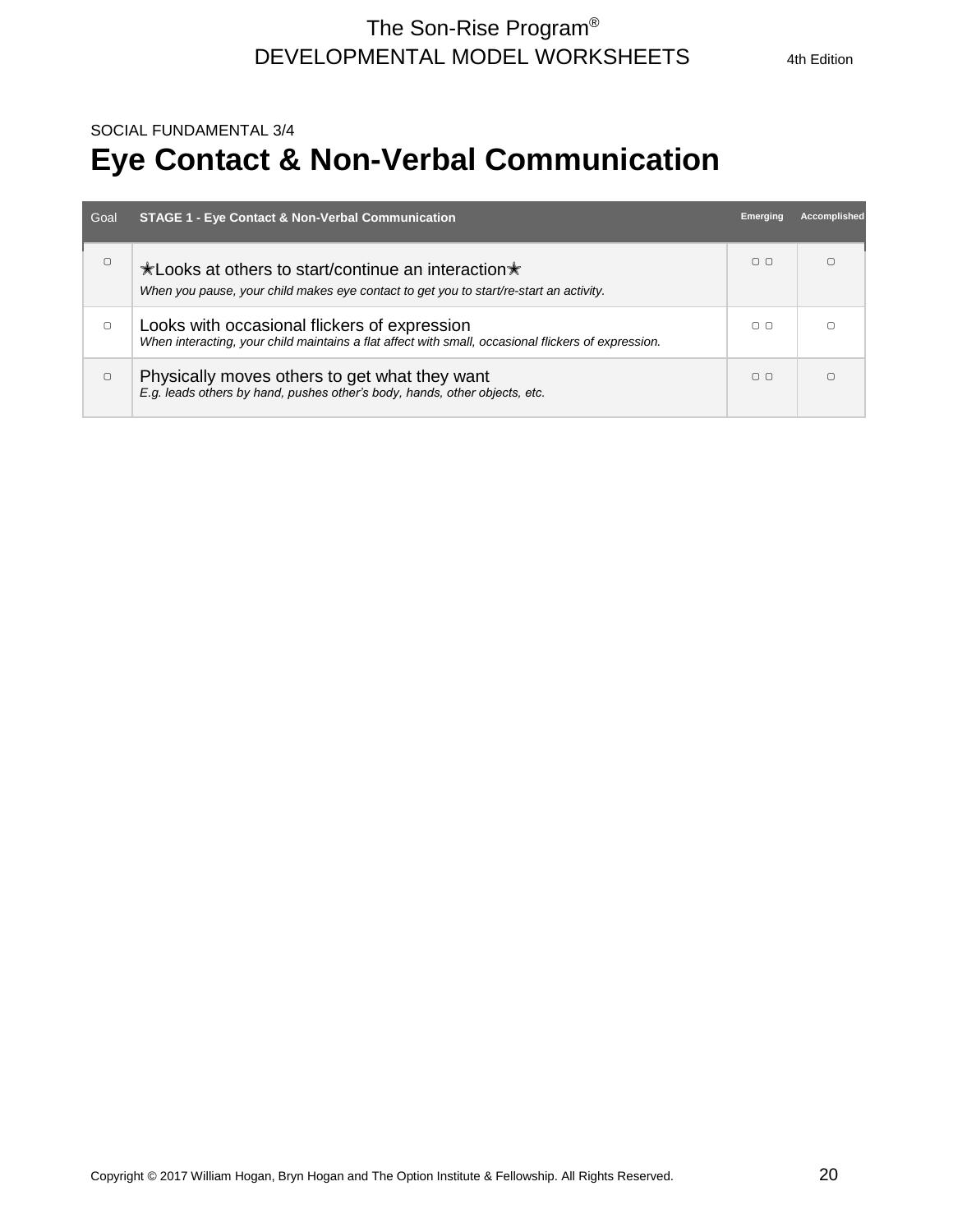SOCIAL FUNDAMENTAL 3/4

# Eye Contact & Non-Verbal Communication

| Goal | STAGE 1 - Eye Contact & Non-Verbal Communication | Emerging | Accomplished |
|---|---|---|---|
| ▢ | ✭Looks at others to start/continue an interaction✭<br>*When you pause, your child makes eye contact to get you to start/re-start an activity.* | ▢ ▢ | ▢ |
| ▢ | Looks with occasional flickers of expression<br>*When interacting, your child maintains a flat affect with small, occasional flickers of expression.* | ▢ ▢ | ▢ |
| ▢ | Physically moves others to get what they want<br>*E.g. leads others by hand, pushes other's body, hands, other objects, etc.* | ▢ ▢ | ▢ |

Copyright © 2017 William Hogan, Bryn Hogan and The Option Institute & Fellowship. All Rights Reserved.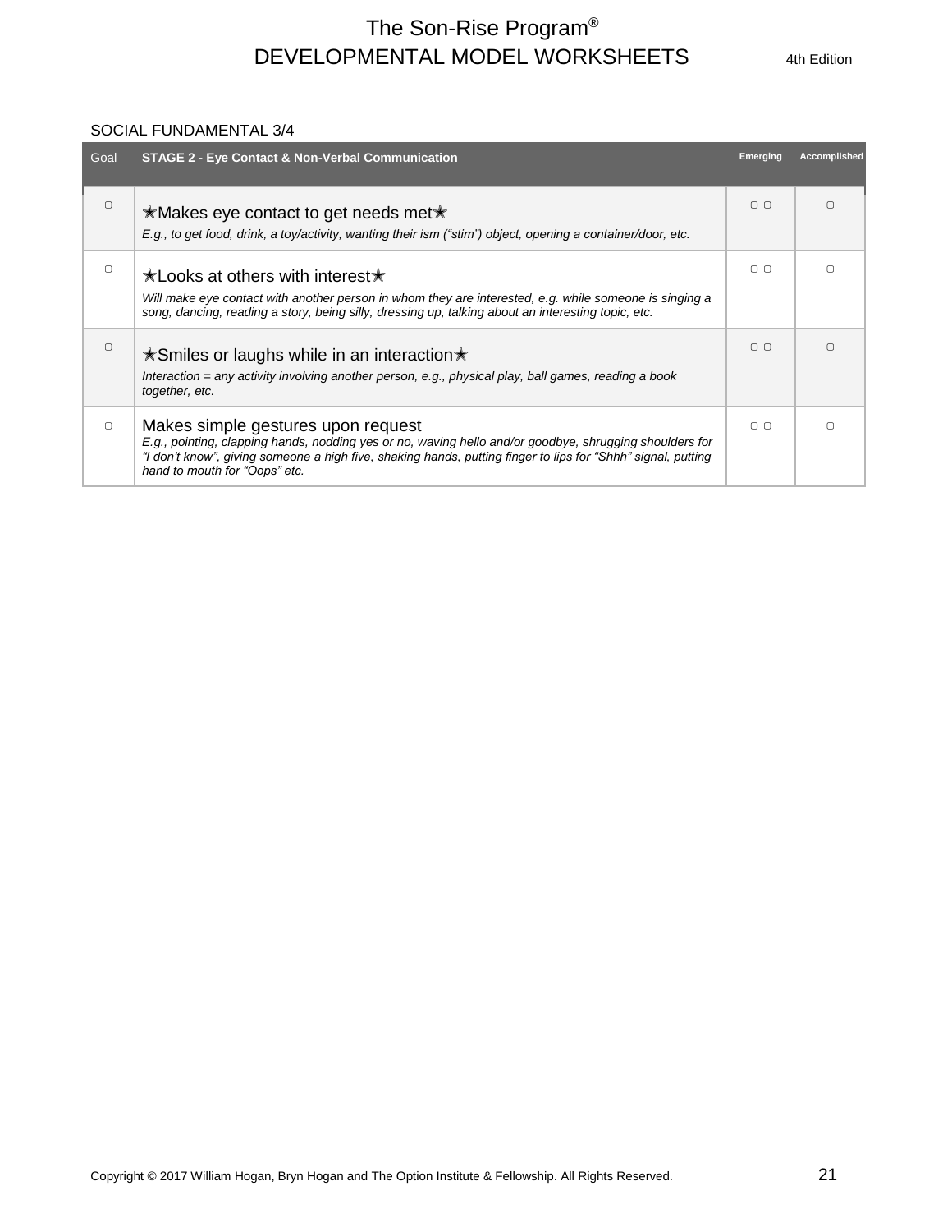SOCIAL FUNDAMENTAL 3/4

| Goal | STAGE 2 - Eye Contact & Non-Verbal Communication | Emerging | Accomplished |
|---|---|---|---|
| ▢ | ✭Makes eye contact to get needs met✭<br>*E.g., to get food, drink, a toy/activity, wanting their ism ("stim") object, opening a container/door, etc.* | ▢ ▢ | ▢ |
| ▢ | ✭Looks at others with interest✭<br>*Will make eye contact with another person in whom they are interested, e.g. while someone is singing a song, dancing, reading a story, being silly, dressing up, talking about an interesting topic, etc.* | ▢ ▢ | ▢ |
| ▢ | ✭Smiles or laughs while in an interaction✭<br>*Interaction = any activity involving another person, e.g., physical play, ball games, reading a book together, etc.* | ▢ ▢ | ▢ |
| ▢ | Makes simple gestures upon request<br>*E.g., pointing, clapping hands, nodding yes or no, waving hello and/or goodbye, shrugging shoulders for "I don't know", giving someone a high five, shaking hands, putting finger to lips for "Shhh" signal, putting hand to mouth for "Oops" etc.* | ▢ ▢ | ▢ |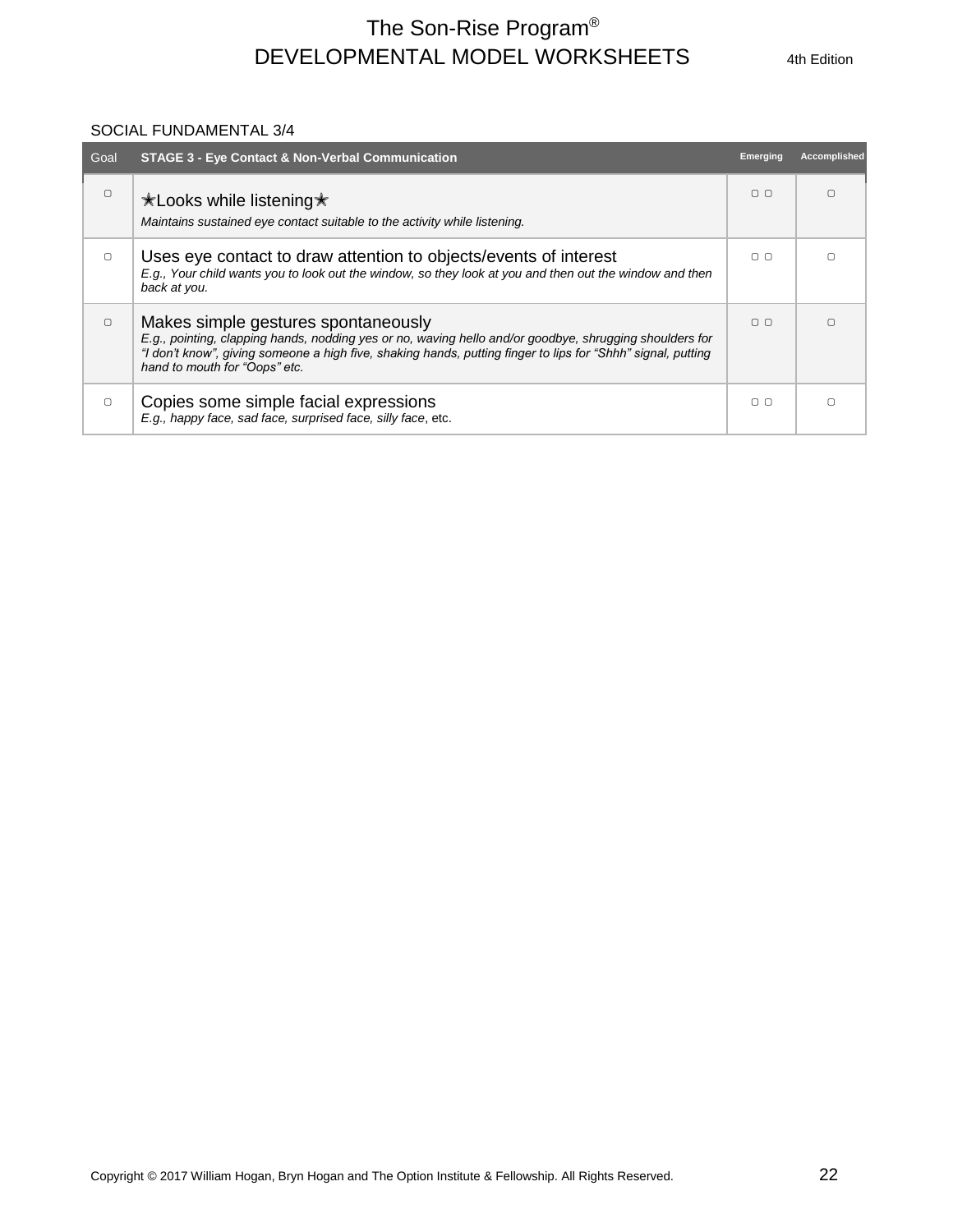SOCIAL FUNDAMENTAL 3/4

| Goal | STAGE 3 - Eye Contact & Non-Verbal Communication | Emerging | Accomplished |
|---|---|---|---|
| ▢ | ✭Looks while listening✭ *Maintains sustained eye contact suitable to the activity while listening.* | ▢ ▢ | ▢ |
| ▢ | Uses eye contact to draw attention to objects/events of interest *E.g., Your child wants you to look out the window, so they look at you and then out the window and then back at you.* | ▢ ▢ | ▢ |
| ▢ | Makes simple gestures spontaneously *E.g., pointing, clapping hands, nodding yes or no, waving hello and/or goodbye, shrugging shoulders for "I don't know", giving someone a high five, shaking hands, putting finger to lips for "Shhh" signal, putting hand to mouth for "Oops" etc.* | ▢ ▢ | ▢ |
| ▢ | Copies some simple facial expressions *E.g., happy face, sad face, surprised face, silly face*, etc. | ▢ ▢ | ▢ |

Copyright © 2017 William Hogan, Bryn Hogan and The Option Institute & Fellowship. All Rights Reserved.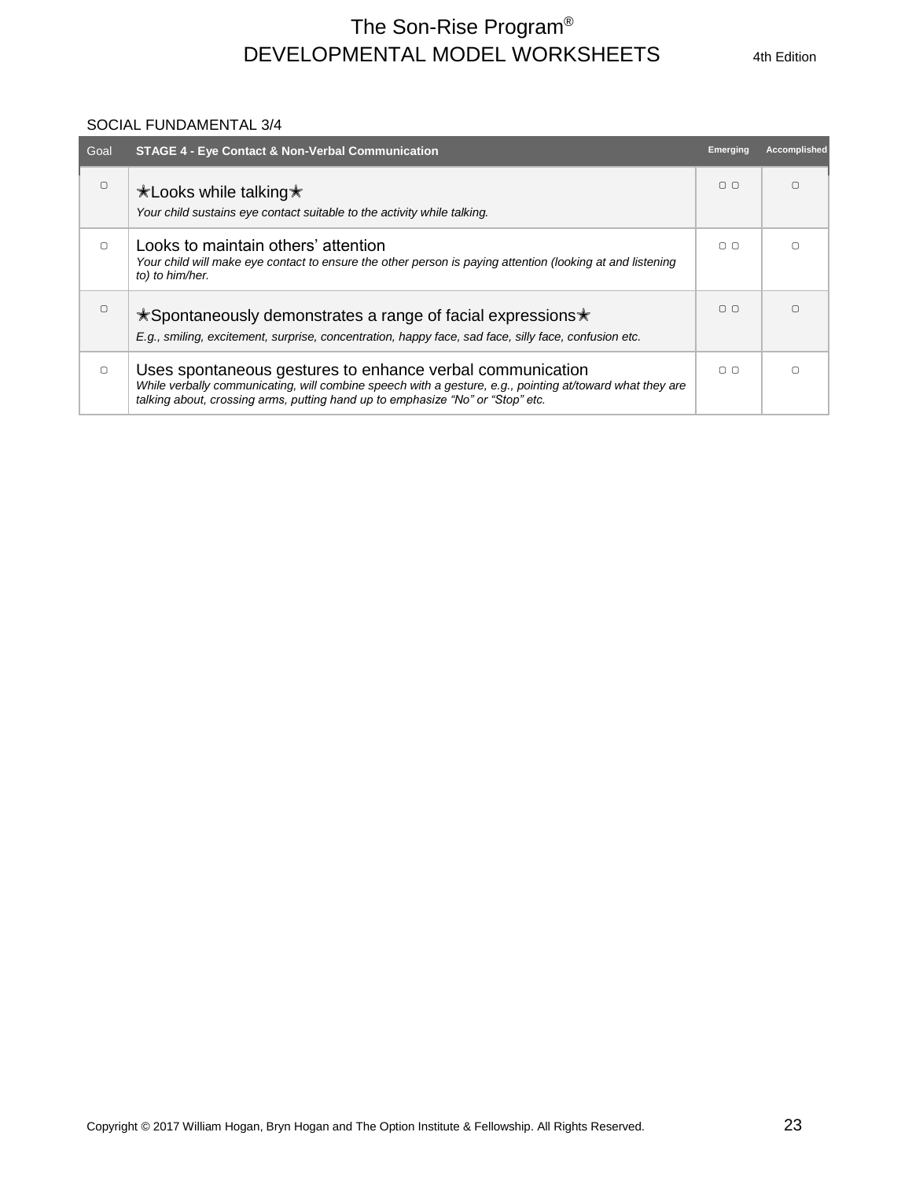SOCIAL FUNDAMENTAL 3/4

| Goal | STAGE 4 - Eye Contact & Non-Verbal Communication | Emerging | Accomplished |
|---|---|---|---|
| ▢ | ✶Looks while talking✶<br>*Your child sustains eye contact suitable to the activity while talking.* | ▢ ▢ | ▢ |
| ▢ | Looks to maintain others' attention<br>*Your child will make eye contact to ensure the other person is paying attention (looking at and listening to) to him/her.* | ▢ ▢ | ▢ |
| ▢ | ✶Spontaneously demonstrates a range of facial expressions✶<br>*E.g., smiling, excitement, surprise, concentration, happy face, sad face, silly face, confusion etc.* | ▢ ▢ | ▢ |
| ▢ | Uses spontaneous gestures to enhance verbal communication<br>*While verbally communicating, will combine speech with a gesture, e.g., pointing at/toward what they are talking about, crossing arms, putting hand up to emphasize "No" or "Stop" etc.* | ▢ ▢ | ▢ |

Copyright © 2017 William Hogan, Bryn Hogan and The Option Institute & Fellowship. All Rights Reserved.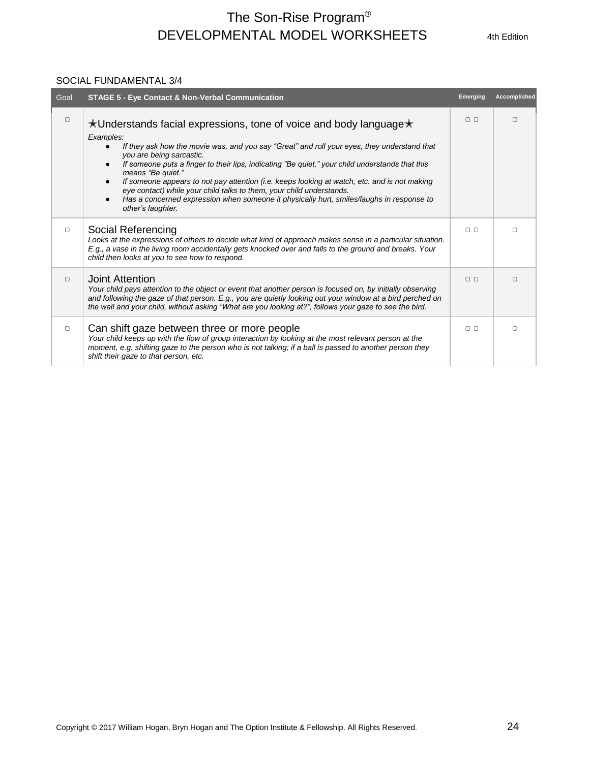SOCIAL FUNDAMENTAL 3/4

| Goal | STAGE 5 - Eye Contact & Non-Verbal Communication | Emerging | Accomplished |
|---|---|---|---|
| ▢ | ✶Understands facial expressions, tone of voice and body language✶<br>*Examples:*<br>• *If they ask how the movie was, and you say "Great" and roll your eyes, they understand that you are being sarcastic.*<br>• *If someone puts a finger to their lips, indicating "Be quiet," your child understands that this means "Be quiet."*<br>• *If someone appears to not pay attention (i.e. keeps looking at watch, etc. and is not making eye contact) while your child talks to them, your child understands.*<br>• *Has a concerned expression when someone it physically hurt, smiles/laughs in response to other's laughter.* | ▢ ▢ | ▢ |
| ▢ | Social Referencing<br>*Looks at the expressions of others to decide what kind of approach makes sense in a particular situation. E.g., a vase in the living room accidentally gets knocked over and falls to the ground and breaks. Your child then looks at you to see how to respond.* | ▢ ▢ | ▢ |
| ▢ | Joint Attention<br>*Your child pays attention to the object or event that another person is focused on, by initially observing and following the gaze of that person. E.g., you are quietly looking out your window at a bird perched on the wall and your child, without asking "What are you looking at?", follows your gaze to see the bird.* | ▢ ▢ | ▢ |
| ▢ | Can shift gaze between three or more people<br>*Your child keeps up with the flow of group interaction by looking at the most relevant person at the moment, e.g. shifting gaze to the person who is not talking; if a ball is passed to another person they shift their gaze to that person, etc.* | ▢ ▢ | ▢ |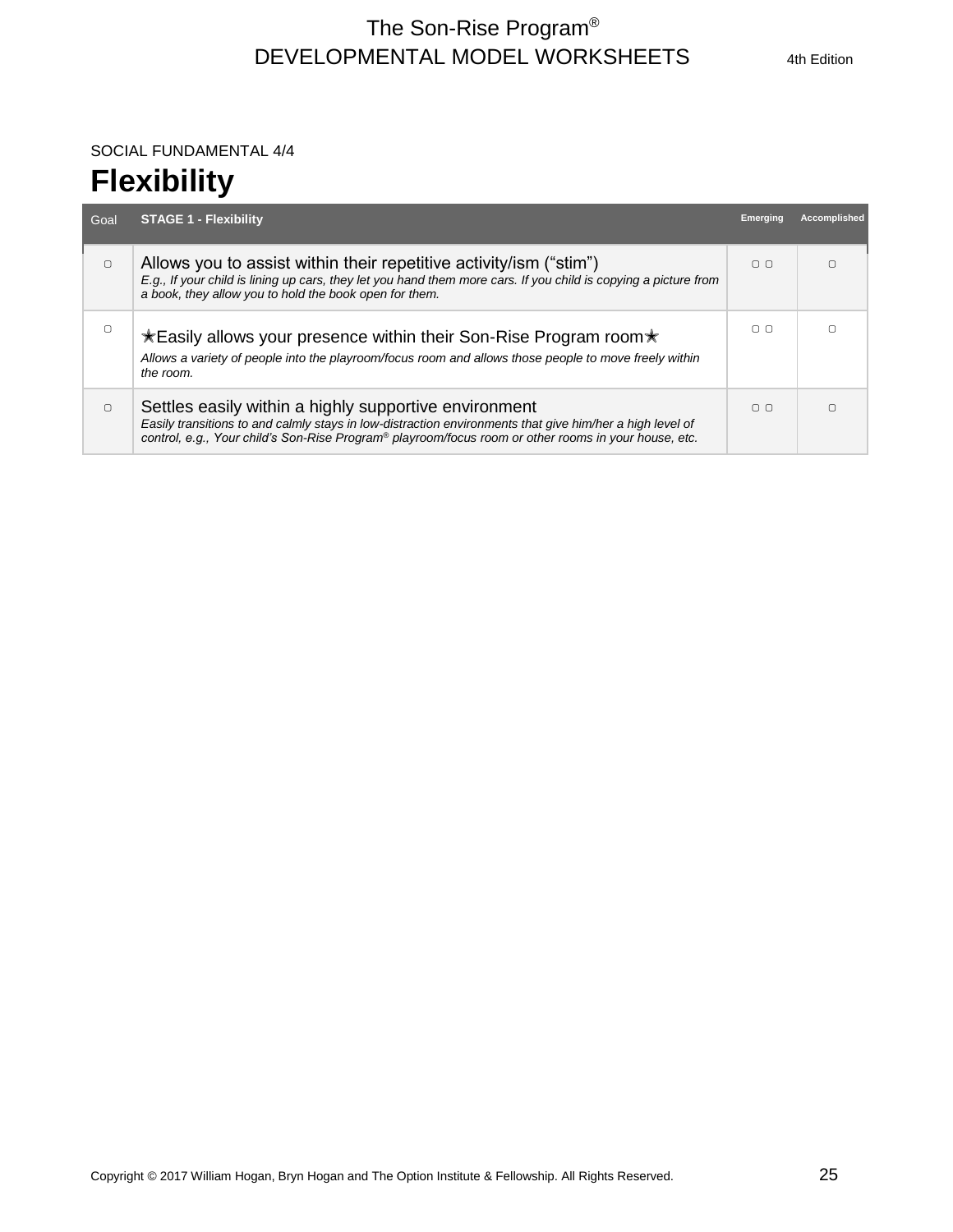SOCIAL FUNDAMENTAL 4/4

# Flexibility

| Goal | STAGE 1 - Flexibility | Emerging | Accomplished |
|---|---|---|---|
| ▢ | Allows you to assist within their repetitive activity/ism (“stim”)<br>*E.g., If your child is lining up cars, they let you hand them more cars. If you child is copying a picture from a book, they allow you to hold the book open for them.* | ▢ ▢ | ▢ |
| ▢ | ★Easily allows your presence within their Son-Rise Program room★<br>*Allows a variety of people into the playroom/focus room and allows those people to move freely within the room.* | ▢ ▢ | ▢ |
| ▢ | Settles easily within a highly supportive environment<br>*Easily transitions to and calmly stays in low-distraction environments that give him/her a high level of control, e.g., Your child’s Son-Rise Program® playroom/focus room or other rooms in your house, etc.* | ▢ ▢ | ▢ |

Copyright © 2017 William Hogan, Bryn Hogan and The Option Institute & Fellowship. All Rights Reserved.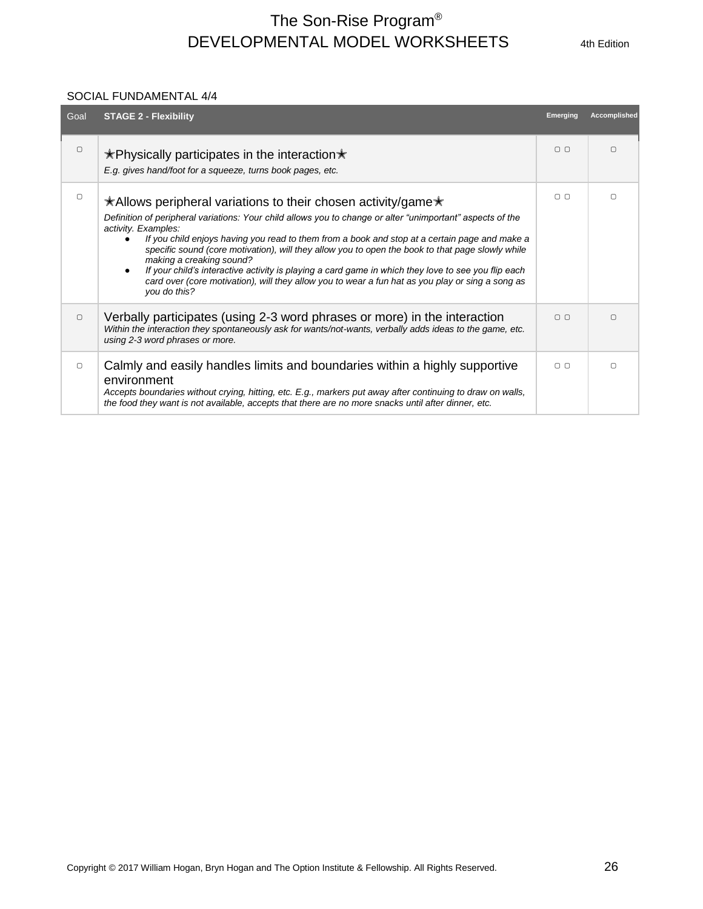SOCIAL FUNDAMENTAL 4/4

| Goal | STAGE 2 - Flexibility | Emerging | Accomplished |
|---|---|---|---|
| ▢ | ✭Physically participates in the interaction✭<br>*E.g. gives hand/foot for a squeeze, turns book pages, etc.* | ▢ ▢ | ▢ |
| ▢ | ✭Allows peripheral variations to their chosen activity/game✭<br>*Definition of peripheral variations: Your child allows you to change or alter "unimportant" aspects of the activity. Examples:*<br>● *If you child enjoys having you read to them from a book and stop at a certain page and make a specific sound (core motivation), will they allow you to open the book to that page slowly while making a creaking sound?*<br>● *If your child's interactive activity is playing a card game in which they love to see you flip each card over (core motivation), will they allow you to wear a fun hat as you play or sing a song as you do this?* | ▢ ▢ | ▢ |
| ▢ | Verbally participates (using 2-3 word phrases or more) in the interaction<br>*Within the interaction they spontaneously ask for wants/not-wants, verbally adds ideas to the game, etc. using 2-3 word phrases or more.* | ▢ ▢ | ▢ |
| ▢ | Calmly and easily handles limits and boundaries within a highly supportive environment<br>*Accepts boundaries without crying, hitting, etc. E.g., markers put away after continuing to draw on walls, the food they want is not available, accepts that there are no more snacks until after dinner, etc.* | ▢ ▢ | ▢ |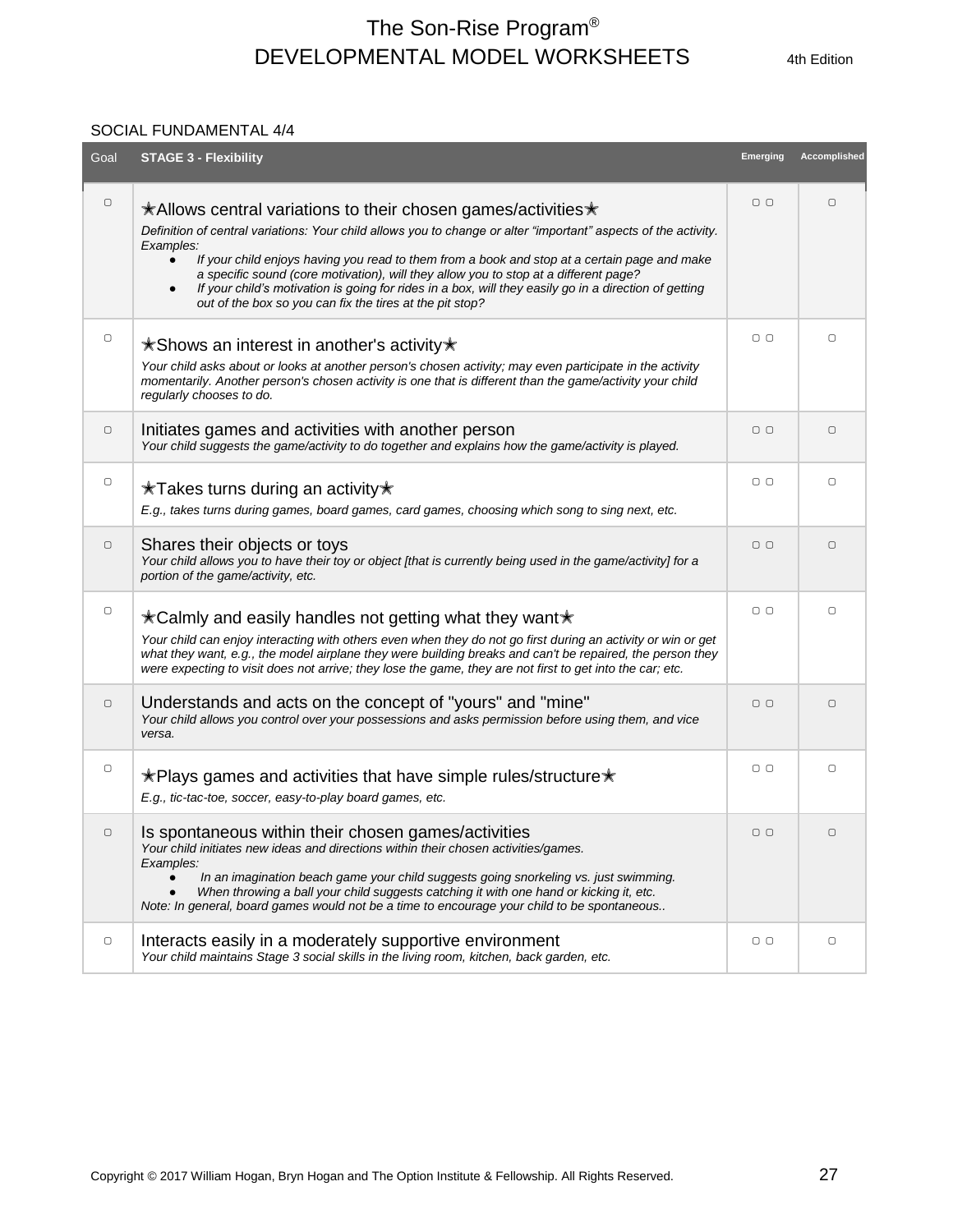SOCIAL FUNDAMENTAL 4/4

| Goal | STAGE 3 - Flexibility | Emerging | Accomplished |
|---|---|---|---|
| ▢ | ✭Allows central variations to their chosen games/activities✭<br>*Definition of central variations: Your child allows you to change or alter "important" aspects of the activity. Examples:*<br>● *If your child enjoys having you read to them from a book and stop at a certain page and make a specific sound (core motivation), will they allow you to stop at a different page?*<br>● *If your child's motivation is going for rides in a box, will they easily go in a direction of getting out of the box so you can fix the tires at the pit stop?* | ▢ ▢ | ▢ |
| ▢ | ✭Shows an interest in another's activity✭<br>*Your child asks about or looks at another person's chosen activity; may even participate in the activity momentarily. Another person's chosen activity is one that is different than the game/activity your child regularly chooses to do.* | ▢ ▢ | ▢ |
| ▢ | Initiates games and activities with another person<br>*Your child suggests the game/activity to do together and explains how the game/activity is played.* | ▢ ▢ | ▢ |
| ▢ | ✭Takes turns during an activity✭<br>*E.g., takes turns during games, board games, card games, choosing which song to sing next, etc.* | ▢ ▢ | ▢ |
| ▢ | Shares their objects or toys<br>*Your child allows you to have their toy or object [that is currently being used in the game/activity] for a portion of the game/activity, etc.* | ▢ ▢ | ▢ |
| ▢ | ✭Calmly and easily handles not getting what they want✭<br>*Your child can enjoy interacting with others even when they do not go first during an activity or win or get what they want, e.g., the model airplane they were building breaks and can't be repaired, the person they were expecting to visit does not arrive; they lose the game, they are not first to get into the car; etc.* | ▢ ▢ | ▢ |
| ▢ | Understands and acts on the concept of "yours" and "mine"<br>*Your child allows you control over your possessions and asks permission before using them, and vice versa.* | ▢ ▢ | ▢ |
| ▢ | ✭Plays games and activities that have simple rules/structure✭<br>*E.g., tic-tac-toe, soccer, easy-to-play board games, etc.* | ▢ ▢ | ▢ |
| ▢ | Is spontaneous within their chosen games/activities<br>*Your child initiates new ideas and directions within their chosen activities/games. Examples:*<br>● *In an imagination beach game your child suggests going snorkeling vs. just swimming.*<br>● *When throwing a ball your child suggests catching it with one hand or kicking it, etc.*<br>*Note: In general, board games would not be a time to encourage your child to be spontaneous..* | ▢ ▢ | ▢ |
| ▢ | Interacts easily in a moderately supportive environment<br>*Your child maintains Stage 3 social skills in the living room, kitchen, back garden, etc.* | ▢ ▢ | ▢ |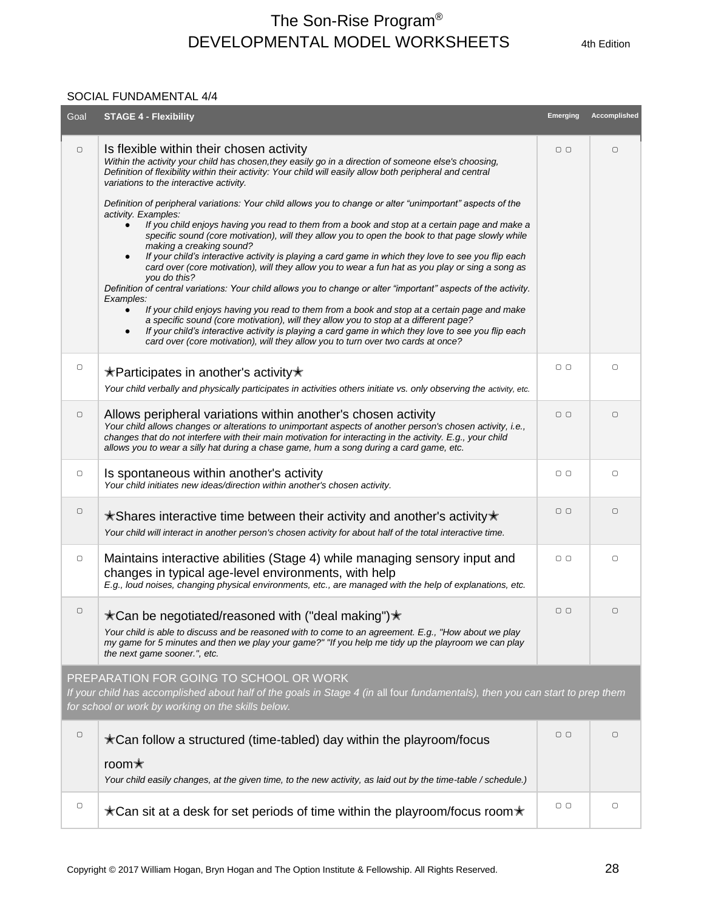SOCIAL FUNDAMENTAL 4/4

| Goal | STAGE 4 - Flexibility | Emerging | Accomplished |
|---|---|---|---|
| ▢ | Is flexible within their chosen activity<br>*Within the activity your child has chosen,they easily go in a direction of someone else's choosing, Definition of flexibility within their activity: Your child will easily allow both peripheral and central variations to the interactive activity.*<br><br>*Definition of peripheral variations: Your child allows you to change or alter "unimportant" aspects of the activity. Examples:*<br>● *If you child enjoys having you read to them from a book and stop at a certain page and make a specific sound (core motivation), will they allow you to open the book to that page slowly while making a creaking sound?*<br>● *If your child's interactive activity is playing a card game in which they love to see you flip each card over (core motivation), will they allow you to wear a fun hat as you play or sing a song as you do this?*<br>*Definition of central variations: Your child allows you to change or alter "important" aspects of the activity. Examples:*<br>● *If your child enjoys having you read to them from a book and stop at a certain page and make a specific sound (core motivation), will they allow you to stop at a different page?*<br>● *If your child's interactive activity is playing a card game in which they love to see you flip each card over (core motivation), will they allow you to turn over two cards at once?* | ▢ ▢ | ▢ |
| ▢ | ✭Participates in another's activity✭<br>*Your child verbally and physically participates in activities others initiate vs. only observing the activity, etc.* | ▢ ▢ | ▢ |
| ▢ | Allows peripheral variations within another's chosen activity<br>*Your child allows changes or alterations to unimportant aspects of another person's chosen activity, i.e., changes that do not interfere with their main motivation for interacting in the activity. E.g., your child allows you to wear a silly hat during a chase game, hum a song during a card game, etc.* | ▢ ▢ | ▢ |
| ▢ | Is spontaneous within another's activity<br>*Your child initiates new ideas/direction within another's chosen activity.* | ▢ ▢ | ▢ |
| ▢ | ✭Shares interactive time between their activity and another's activity✭<br>*Your child will interact in another person's chosen activity for about half of the total interactive time.* | ▢ ▢ | ▢ |
| ▢ | Maintains interactive abilities (Stage 4) while managing sensory input and changes in typical age-level environments, with help<br>*E.g., loud noises, changing physical environments, etc., are managed with the help of explanations, etc.* | ▢ ▢ | ▢ |
| ▢ | ✭Can be negotiated/reasoned with ("deal making")✭<br>*Your child is able to discuss and be reasoned with to come to an agreement. E.g., "How about we play my game for 5 minutes and then we play your game?" "If you help me tidy up the playroom we can play the next game sooner.", etc.* | ▢ ▢ | ▢ |
| | PREPARATION FOR GOING TO SCHOOL OR WORK<br>*If your child has accomplished about half of the goals in Stage 4 (in* all four *fundamentals), then you can start to prep them for school or work by working on the skills below.* | | |
| ▢ | ✭Can follow a structured (time-tabled) day within the playroom/focus room✭<br>*Your child easily changes, at the given time, to the new activity, as laid out by the time-table / schedule.)* | ▢ ▢ | ▢ |
| ▢ | ✭Can sit at a desk for set periods of time within the playroom/focus room✭ | ▢ ▢ | ▢ |

Copyright © 2017 William Hogan, Bryn Hogan and The Option Institute & Fellowship. All Rights Reserved.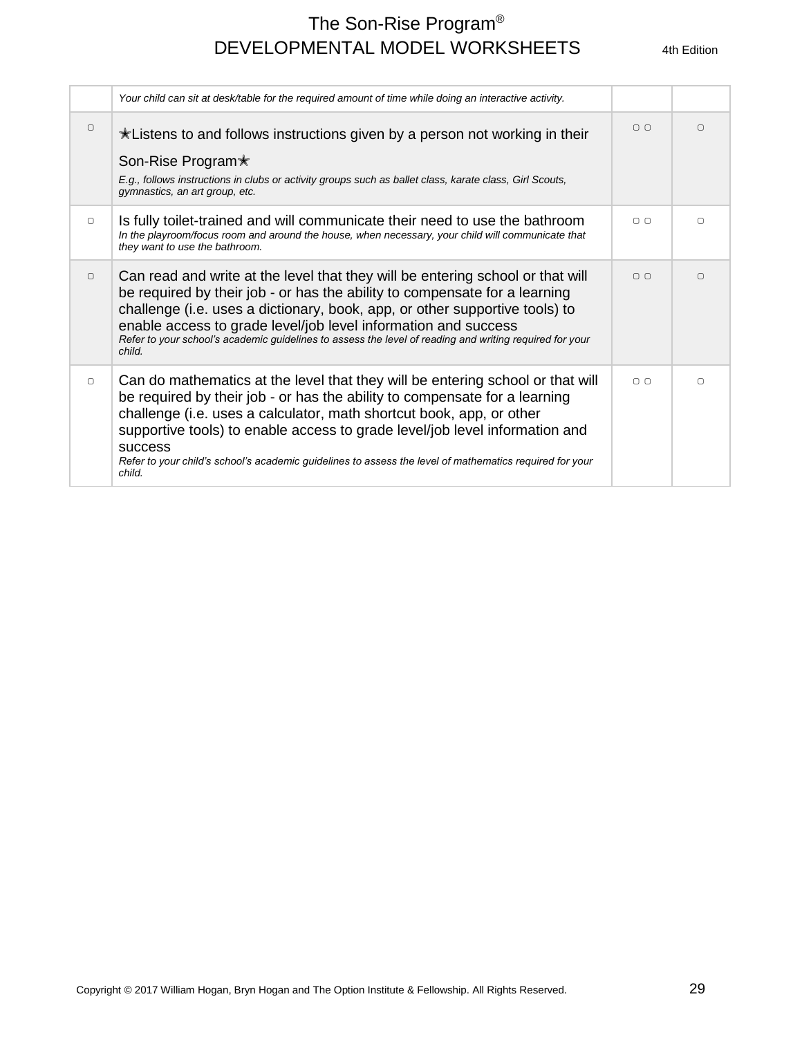| | | | |
|---|---|---|---|
| | *Your child can sit at desk/table for the required amount of time while doing an interactive activity.* | | |
| ▢ | ★Listens to and follows instructions given by a person not working in their Son-Rise Program★<br>*E.g., follows instructions in clubs or activity groups such as ballet class, karate class, Girl Scouts, gymnastics, an art group, etc.* | ▢ ▢ | ▢ |
| ▢ | Is fully toilet-trained and will communicate their need to use the bathroom<br>*In the playroom/focus room and around the house, when necessary, your child will communicate that they want to use the bathroom.* | ▢ ▢ | ▢ |
| ▢ | Can read and write at the level that they will be entering school or that will be required by their job - or has the ability to compensate for a learning challenge (i.e. uses a dictionary, book, app, or other supportive tools) to enable access to grade level/job level information and success<br>*Refer to your school's academic guidelines to assess the level of reading and writing required for your child.* | ▢ ▢ | ▢ |
| ▢ | Can do mathematics at the level that they will be entering school or that will be required by their job - or has the ability to compensate for a learning challenge (i.e. uses a calculator, math shortcut book, app, or other supportive tools) to enable access to grade level/job level information and success<br>*Refer to your child's school's academic guidelines to assess the level of mathematics required for your child.* | ▢ ▢ | ▢ |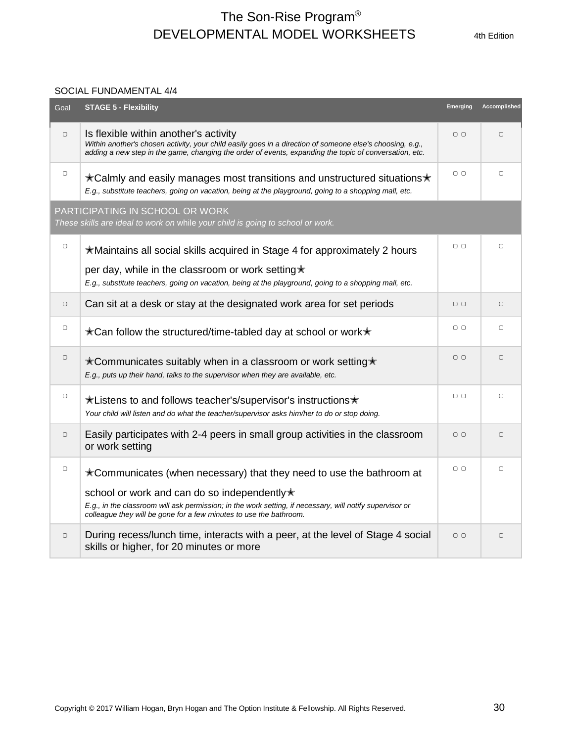SOCIAL FUNDAMENTAL 4/4

| Goal | STAGE 5 - Flexibility | Emerging | Accomplished |
|---|---|---|---|
| ▢ | Is flexible within another's activity<br>*Within another's chosen activity, your child easily goes in a direction of someone else's choosing, e.g., adding a new step in the game, changing the order of events, expanding the topic of conversation, etc.* | ▢ ▢ | ▢ |
| ▢ | ★Calmly and easily manages most transitions and unstructured situations★<br>*E.g., substitute teachers, going on vacation, being at the playground, going to a shopping mall, etc.* | ▢ ▢ | ▢ |
| | PARTICIPATING IN SCHOOL OR WORK<br>*These skills are ideal to work on* while *your child is going to school or work.* | | |
| ▢ | ★Maintains all social skills acquired in Stage 4 for approximately 2 hours per day, while in the classroom or work setting★<br>*E.g., substitute teachers, going on vacation, being at the playground, going to a shopping mall, etc.* | ▢ ▢ | ▢ |
| ▢ | Can sit at a desk or stay at the designated work area for set periods | ▢ ▢ | ▢ |
| ▢ | ★Can follow the structured/time-tabled day at school or work★ | ▢ ▢ | ▢ |
| ▢ | ★Communicates suitably when in a classroom or work setting★<br>*E.g., puts up their hand, talks to the supervisor when they are available, etc.* | ▢ ▢ | ▢ |
| ▢ | ★Listens to and follows teacher's/supervisor's instructions★<br>*Your child will listen and do what the teacher/supervisor asks him/her to do or stop doing.* | ▢ ▢ | ▢ |
| ▢ | Easily participates with 2-4 peers in small group activities in the classroom or work setting | ▢ ▢ | ▢ |
| ▢ | ★Communicates (when necessary) that they need to use the bathroom at school or work and can do so independently★<br>*E.g., in the classroom will ask permission; in the work setting, if necessary, will notify supervisor or colleague they will be gone for a few minutes to use the bathroom.* | ▢ ▢ | ▢ |
| ▢ | During recess/lunch time, interacts with a peer, at the level of Stage 4 social skills or higher, for 20 minutes or more | ▢ ▢ | ▢ |

Copyright © 2017 William Hogan, Bryn Hogan and The Option Institute & Fellowship. All Rights Reserved.